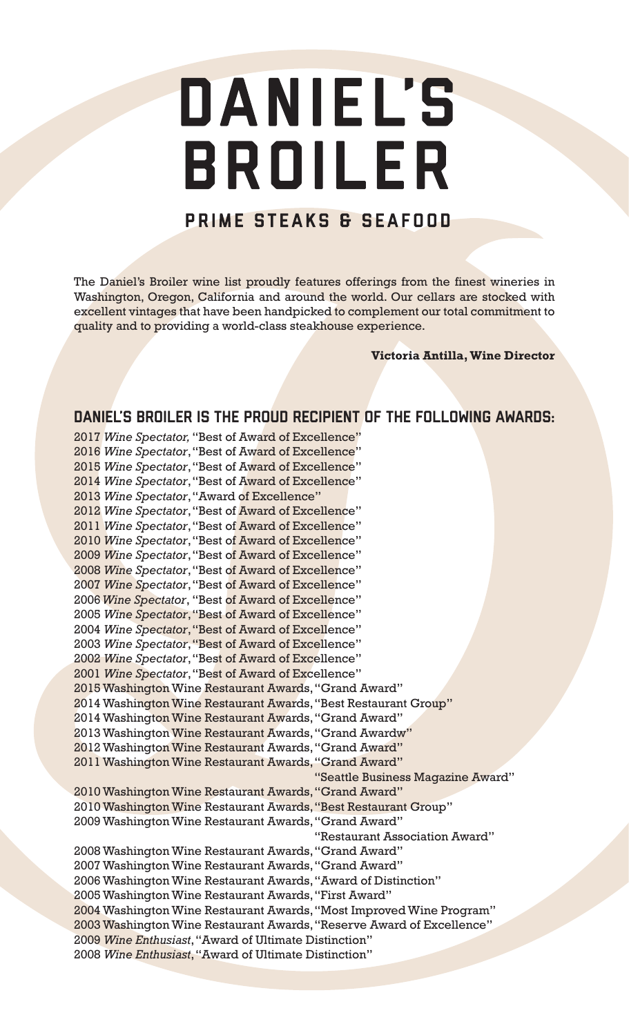# DANIEL'S BROILER

## PRIME STEAKS & SEAFOOD

The Daniel's Broiler wine list proudly features offerings from the finest wineries in Washington, Oregon, California and around the world. Our cellars are stocked with excellent vintages that have been handpicked to complement our total commitment to quality and to providing a world-class steakhouse experience.

**Victoria Antilla, Wine Director**

## DANIEL'S BROILER IS THE PROUD RECIPIENT OF THE FOLLOWING AWARDS:

2017 *Wine Spectator,* "Best of Award of Excellence"
2016 *Wine Spectator*, "Best of Award of Excellence"
2015 *Wine Spectator*, "Best of Award of Excellence"
2014 *Wine Spectator*, "Best of Award of Excellence"
2013 *Wine Spectator*, "Award of Excellence"
2012 *Wine Spectator*, "Best of Award of Excellence"
2011 *Wine Spectator*, "Best of Award of Excellence"
2010 *Wine Spectator*, "Best of Award of Excellence"
2009 *Wine Spectator*, "Best of Award of Excellence"
2008 *Wine Spectator*, "Best of Award of Excellence"
2007 *Wine Spectator*, "Best of Award of Excellence"
2006 *Wine Spectator*, "Best of Award of Excellence"
2005 *Wine Spectator*, "Best of Award of Excellence"
2004 *Wine Spectator*, "Best of Award of Excellence"
2003 *Wine Spectator*, "Best of Award of Excellence"
2002 *Wine Spectator*, "Best of Award of Excellence"
2001 *Wine Spectator*, "Best of Award of Excellence"
2015 Washington Wine Restaurant Awards, "Grand Award"
2014 Washington Wine Restaurant Awards, "Best Restaurant Group"
2014 Washington Wine Restaurant Awards, "Grand Award"
2013 Washington Wine Restaurant Awards, "Grand Awardw"
2012 Washington Wine Restaurant Awards, "Grand Award"
2011 Washington Wine Restaurant Awards, "Grand Award"
"Seattle Business Magazine Award"
2010 Washington Wine Restaurant Awards, "Grand Award"
2010 Washington Wine Restaurant Awards, "Best Restaurant Group"
2009 Washington Wine Restaurant Awards, "Grand Award"
"Restaurant Association Award"
2008 Washington Wine Restaurant Awards, "Grand Award"
2007 Washington Wine Restaurant Awards, "Grand Award"
2006 Washington Wine Restaurant Awards, "Award of Distinction"
2005 Washington Wine Restaurant Awards, "First Award"
2004 Washington Wine Restaurant Awards, "Most Improved Wine Program"
2003 Washington Wine Restaurant Awards, "Reserve Award of Excellence"
2009 *Wine Enthusiast*, "Award of Ultimate Distinction"
2008 *Wine Enthusiast*, "Award of Ultimate Distinction"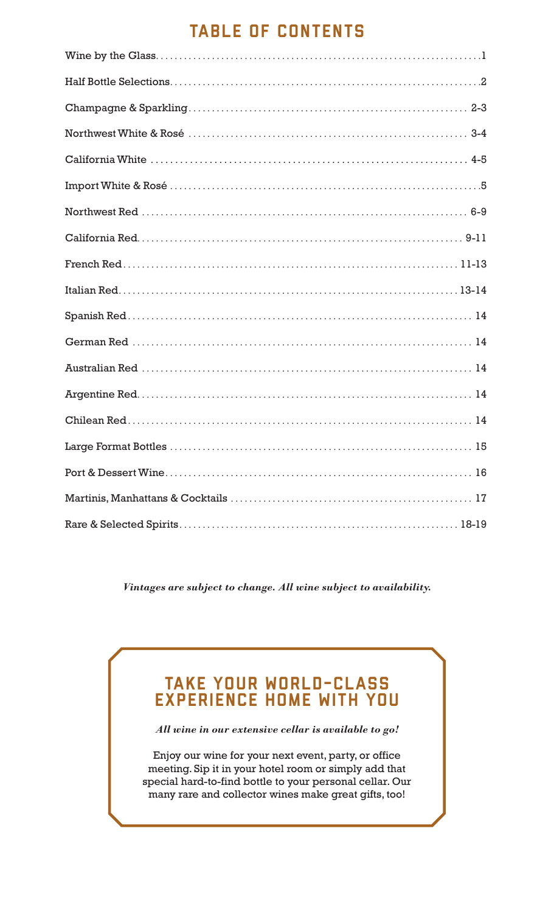# TABLE OF CONTENTS

| Section | Page |
| --- | --- |
| Wine by the Glass | 1 |
| Half Bottle Selections | 2 |
| Champagne & Sparkling | 2-3 |
| Northwest White & Rosé | 3-4 |
| California White | 4-5 |
| Import White & Rosé | 5 |
| Northwest Red | 6-9 |
| California Red | 9-11 |
| French Red | 11-13 |
| Italian Red | 13-14 |
| Spanish Red | 14 |
| German Red | 14 |
| Australian Red | 14 |
| Argentine Red | 14 |
| Chilean Red | 14 |
| Large Format Bottles | 15 |
| Port & Dessert Wine | 16 |
| Martinis, Manhattans & Cocktails | 17 |
| Rare & Selected Spirits | 18-19 |

***Vintages are subject to change. All wine subject to availability.***

## TAKE YOUR WORLD-CLASS EXPERIENCE HOME WITH YOU

***All wine in our extensive cellar is available to go!***

Enjoy our wine for your next event, party, or office meeting. Sip it in your hotel room or simply add that special hard-to-find bottle to your personal cellar. Our many rare and collector wines make great gifts, too!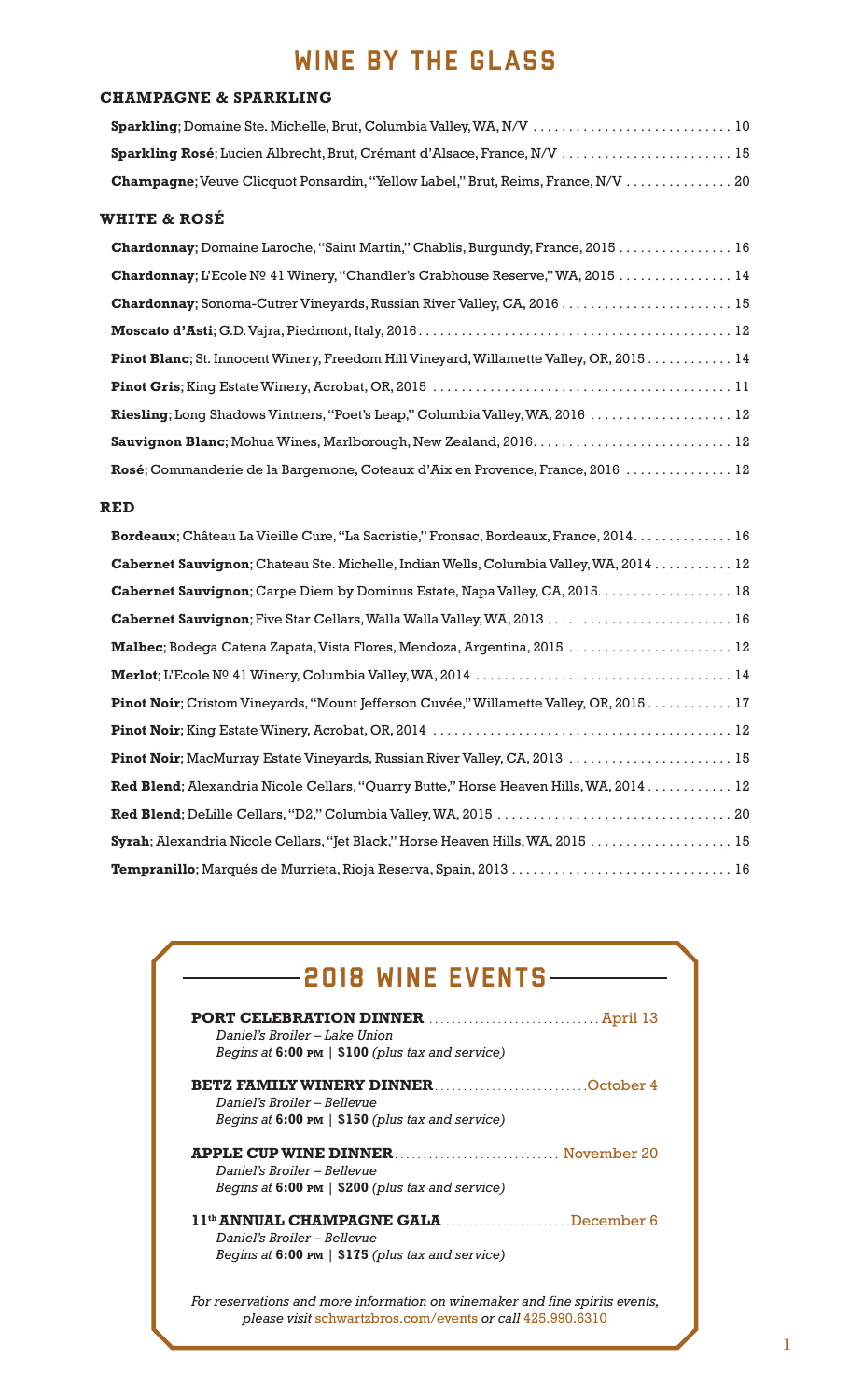# WINE BY THE GLASS

## CHAMPAGNE & SPARKLING

**Sparkling**; Domaine Ste. Michelle, Brut, Columbia Valley, WA, N/V ............................ 10

**Sparkling Rosé**; Lucien Albrecht, Brut, Crémant d'Alsace, France, N/V ........................ 15

**Champagne**; Veuve Clicquot Ponsardin, "Yellow Label," Brut, Reims, France, N/V ............... 20

## WHITE & ROSÉ

**Chardonnay**; Domaine Laroche, "Saint Martin," Chablis, Burgundy, France, 2015 ................ 16

**Chardonnay**; L'Ecole № 41 Winery, "Chandler's Crabhouse Reserve," WA, 2015 ................ 14

**Chardonnay**; Sonoma-Cutrer Vineyards, Russian River Valley, CA, 2016 ........................ 15

**Moscato d'Asti**; G.D. Vajra, Piedmont, Italy, 2016 ........................................... 12

**Pinot Blanc**; St. Innocent Winery, Freedom Hill Vineyard, Willamette Valley, OR, 2015 ............ 14

**Pinot Gris**; King Estate Winery, Acrobat, OR, 2015 .......................................... 11

**Riesling**; Long Shadows Vintners, "Poet's Leap," Columbia Valley, WA, 2016 .................... 12

**Sauvignon Blanc**; Mohua Wines, Marlborough, New Zealand, 2016 ............................ 12

**Rosé**; Commanderie de la Bargemone, Coteaux d'Aix en Provence, France, 2016 ............... 12

## RED

**Bordeaux**; Château La Vieille Cure, "La Sacristie," Fronsac, Bordeaux, France, 2014 .............. 16

**Cabernet Sauvignon**; Chateau Ste. Michelle, Indian Wells, Columbia Valley, WA, 2014 ........... 12

**Cabernet Sauvignon**; Carpe Diem by Dominus Estate, Napa Valley, CA, 2015 ................... 18

**Cabernet Sauvignon**; Five Star Cellars, Walla Walla Valley, WA, 2013 .......................... 16

**Malbec**; Bodega Catena Zapata, Vista Flores, Mendoza, Argentina, 2015 ....................... 12

**Merlot**; L'Ecole № 41 Winery, Columbia Valley, WA, 2014 .................................... 14

**Pinot Noir**; Cristom Vineyards, "Mount Jefferson Cuvée," Willamette Valley, OR, 2015 ............ 17

**Pinot Noir**; King Estate Winery, Acrobat, OR, 2014 .......................................... 12

**Pinot Noir**; MacMurray Estate Vineyards, Russian River Valley, CA, 2013 ....................... 15

**Red Blend**; Alexandria Nicole Cellars, "Quarry Butte," Horse Heaven Hills, WA, 2014 ............ 12

**Red Blend**; DeLille Cellars, "D2," Columbia Valley, WA, 2015 ................................. 20

**Syrah**; Alexandria Nicole Cellars, "Jet Black," Horse Heaven Hills, WA, 2015 .................... 15

**Tempranillo**; Marqués de Murrieta, Rioja Reserva, Spain, 2013 ............................... 16

## 2018 WINE EVENTS

**PORT CELEBRATION DINNER** .............................. April 13
*Daniel's Broiler – Lake Union*
*Begins at* **6:00 PM** | **$100** *(plus tax and service)*

**BETZ FAMILY WINERY DINNER** ........................... October 4
*Daniel's Broiler – Bellevue*
*Begins at* **6:00 PM** | **$150** *(plus tax and service)*

**APPLE CUP WINE DINNER** ............................. November 20
*Daniel's Broiler – Bellevue*
*Begins at* **6:00 PM** | **$200** *(plus tax and service)*

**11th ANNUAL CHAMPAGNE GALA** ...................... December 6
*Daniel's Broiler – Bellevue*
*Begins at* **6:00 PM** | **$175** *(plus tax and service)*

*For reservations and more information on winemaker and fine spirits events, please visit* schwartzbros.com/events *or call* 425.990.6310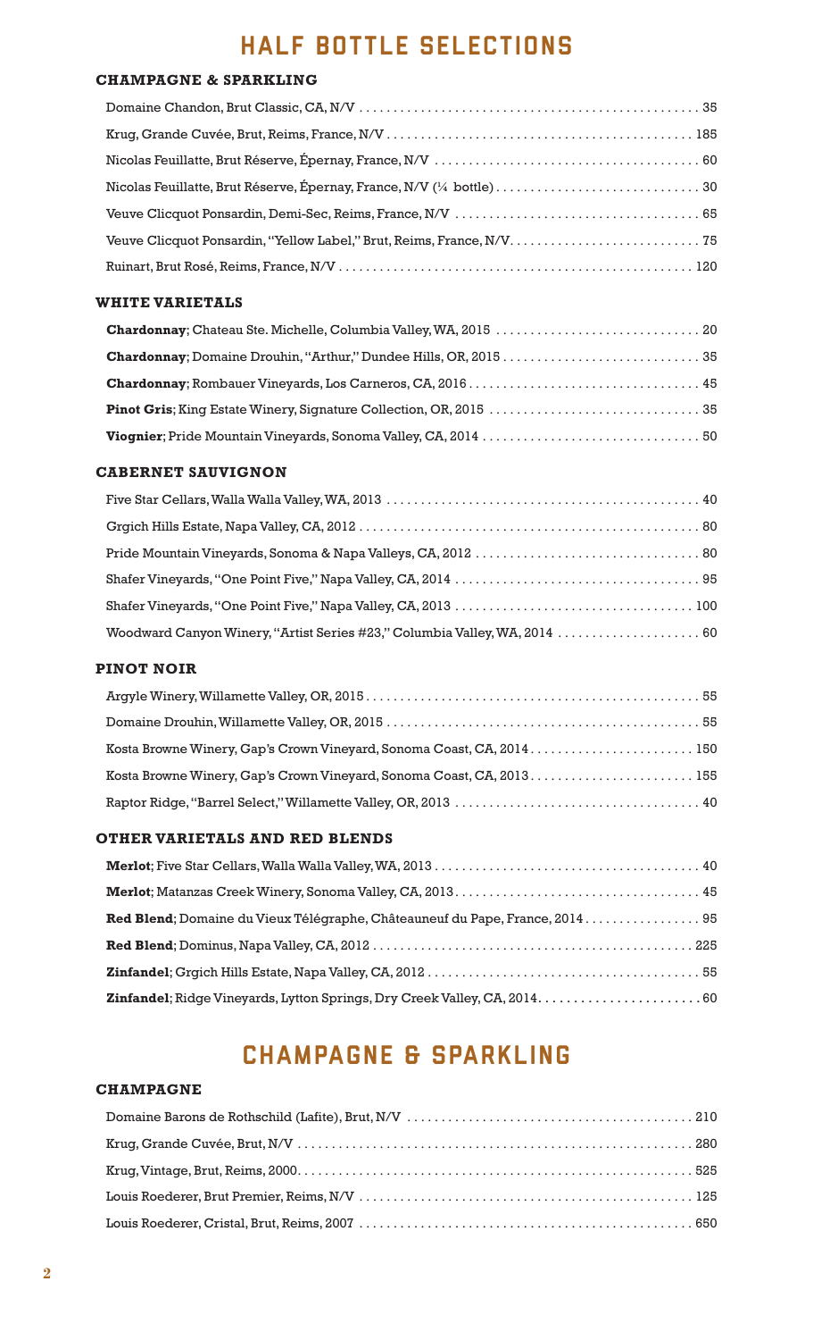# HALF BOTTLE SELECTIONS

### CHAMPAGNE & SPARKLING

Domaine Chandon, Brut Classic, CA, N/V ........ 35

Krug, Grande Cuvée, Brut, Reims, France, N/V ........ 185

Nicolas Feuillatte, Brut Réserve, Épernay, France, N/V ........ 60

Nicolas Feuillatte, Brut Réserve, Épernay, France, N/V (¼ bottle) ........ 30

Veuve Clicquot Ponsardin, Demi-Sec, Reims, France, N/V ........ 65

Veuve Clicquot Ponsardin, "Yellow Label," Brut, Reims, France, N/V ........ 75

Ruinart, Brut Rosé, Reims, France, N/V ........ 120

### WHITE VARIETALS

**Chardonnay**; Chateau Ste. Michelle, Columbia Valley, WA, 2015 ........ 20

**Chardonnay**; Domaine Drouhin, "Arthur," Dundee Hills, OR, 2015 ........ 35

**Chardonnay**; Rombauer Vineyards, Los Carneros, CA, 2016 ........ 45

**Pinot Gris**; King Estate Winery, Signature Collection, OR, 2015 ........ 35

**Viognier**; Pride Mountain Vineyards, Sonoma Valley, CA, 2014 ........ 50

### CABERNET SAUVIGNON

Five Star Cellars, Walla Walla Valley, WA, 2013 ........ 40

Grgich Hills Estate, Napa Valley, CA, 2012 ........ 80

Pride Mountain Vineyards, Sonoma & Napa Valleys, CA, 2012 ........ 80

Shafer Vineyards, "One Point Five," Napa Valley, CA, 2014 ........ 95

Shafer Vineyards, "One Point Five," Napa Valley, CA, 2013 ........ 100

Woodward Canyon Winery, "Artist Series #23," Columbia Valley, WA, 2014 ........ 60

### PINOT NOIR

Argyle Winery, Willamette Valley, OR, 2015 ........ 55

Domaine Drouhin, Willamette Valley, OR, 2015 ........ 55

Kosta Browne Winery, Gap's Crown Vineyard, Sonoma Coast, CA, 2014 ........ 150

Kosta Browne Winery, Gap's Crown Vineyard, Sonoma Coast, CA, 2013 ........ 155

Raptor Ridge, "Barrel Select," Willamette Valley, OR, 2013 ........ 40

### OTHER VARIETALS AND RED BLENDS

**Merlot**; Five Star Cellars, Walla Walla Valley, WA, 2013 ........ 40

**Merlot**; Matanzas Creek Winery, Sonoma Valley, CA, 2013 ........ 45

**Red Blend**; Domaine du Vieux Télégraphe, Châteauneuf du Pape, France, 2014 ........ 95

**Red Blend**; Dominus, Napa Valley, CA, 2012 ........ 225

**Zinfandel**; Grgich Hills Estate, Napa Valley, CA, 2012 ........ 55

**Zinfandel**; Ridge Vineyards, Lytton Springs, Dry Creek Valley, CA, 2014 ........ 60

# CHAMPAGNE & SPARKLING

### CHAMPAGNE

Domaine Barons de Rothschild (Lafite), Brut, N/V ........ 210

Krug, Grande Cuvée, Brut, N/V ........ 280

Krug, Vintage, Brut, Reims, 2000 ........ 525

Louis Roederer, Brut Premier, Reims, N/V ........ 125

Louis Roederer, Cristal, Brut, Reims, 2007 ........ 650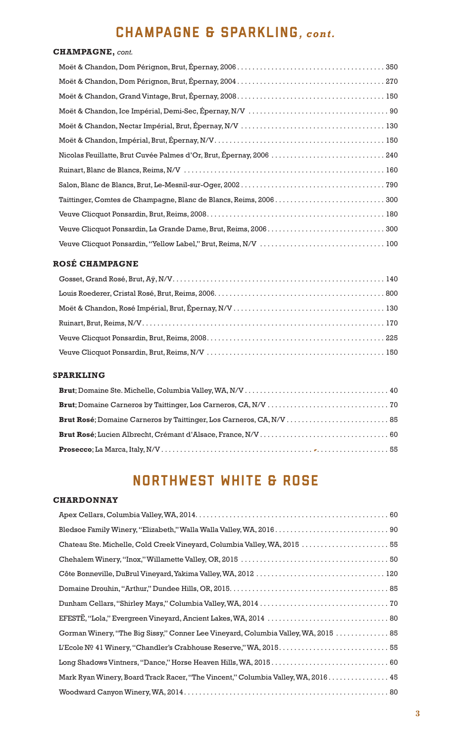# CHAMPAGNE & SPARKLING, *cont.*

## CHAMPAGNE, *cont.*

Moët & Chandon, Dom Pérignon, Brut, Épernay, 2006 . . . . . . 350

Moët & Chandon, Dom Pérignon, Brut, Épernay, 2004 . . . . . . 270

Moët & Chandon, Grand Vintage, Brut, Épernay, 2008 . . . . . . 150

Moët & Chandon, Ice Impérial, Demi-Sec, Épernay, N/V . . . . . . 90

Moët & Chandon, Nectar Impérial, Brut, Épernay, N/V . . . . . . 130

Moët & Chandon, Impérial, Brut, Épernay, N/V . . . . . . 150

Nicolas Feuillatte, Brut Cuvée Palmes d'Or, Brut, Épernay, 2006 . . . . . . 240

Ruinart, Blanc de Blancs, Reims, N/V . . . . . . 160

Salon, Blanc de Blancs, Brut, Le-Mesnil-sur-Oger, 2002 . . . . . . 790

Taittinger, Comtes de Champagne, Blanc de Blancs, Reims, 2006 . . . . . . 300

Veuve Clicquot Ponsardin, Brut, Reims, 2008 . . . . . . 180

Veuve Clicquot Ponsardin, La Grande Dame, Brut, Reims, 2006 . . . . . . 300

Veuve Clicquot Ponsardin, "Yellow Label," Brut, Reims, N/V . . . . . . 100

## ROSÉ CHAMPAGNE

Gosset, Grand Rosé, Brut, Aÿ, N/V . . . . . . 140

Louis Roederer, Cristal Rosé, Brut, Reims, 2006 . . . . . . 800

Moët & Chandon, Rosé Impérial, Brut, Épernay, N/V . . . . . . 130

Ruinart, Brut, Reims, N/V . . . . . . 170

Veuve Clicquot Ponsardin, Brut, Reims, 2008 . . . . . . 225

Veuve Clicquot Ponsardin, Brut, Reims, N/V . . . . . . 150

## SPARKLING

**Brut**; Domaine Ste. Michelle, Columbia Valley, WA, N/V . . . . . . 40

**Brut**; Domaine Carneros by Taittinger, Los Carneros, CA, N/V . . . . . . 70

**Brut Rosé**; Domaine Carneros by Taittinger, Los Carneros, CA, N/V . . . . . . 85

**Brut Rosé**; Lucien Albrecht, Crémant d'Alsace, France, N/V . . . . . . 60

**Prosecco**; La Marca, Italy, N/V . . . . . . 55

# NORTHWEST WHITE & ROSE

## CHARDONNAY

Apex Cellars, Columbia Valley, WA, 2014 . . . . . . 60

Bledsoe Family Winery, "Elizabeth," Walla Walla Valley, WA, 2016 . . . . . . 90

Chateau Ste. Michelle, Cold Creek Vineyard, Columbia Valley, WA, 2015 . . . . . . 55

Chehalem Winery, "Inox," Willamette Valley, OR, 2015 . . . . . . 50

Côte Bonneville, DuBrul Vineyard, Yakima Valley, WA, 2012 . . . . . . 120

Domaine Drouhin, "Arthur," Dundee Hills, OR, 2015 . . . . . . 85

Dunham Cellars, "Shirley Mays," Columbia Valley, WA, 2014 . . . . . . 70

EFESTĒ, "Lola," Evergreen Vineyard, Ancient Lakes, WA, 2014 . . . . . . 80

Gorman Winery, "The Big Sissy," Conner Lee Vineyard, Columbia Valley, WA, 2015 . . . . . . 85

L'Ecole № 41 Winery, "Chandler's Crabhouse Reserve," WA, 2015 . . . . . . 55

Long Shadows Vintners, "Dance," Horse Heaven Hills, WA, 2015 . . . . . . 60

Mark Ryan Winery, Board Track Racer, "The Vincent," Columbia Valley, WA, 2016 . . . . . . 45

Woodward Canyon Winery, WA, 2014 . . . . . . 80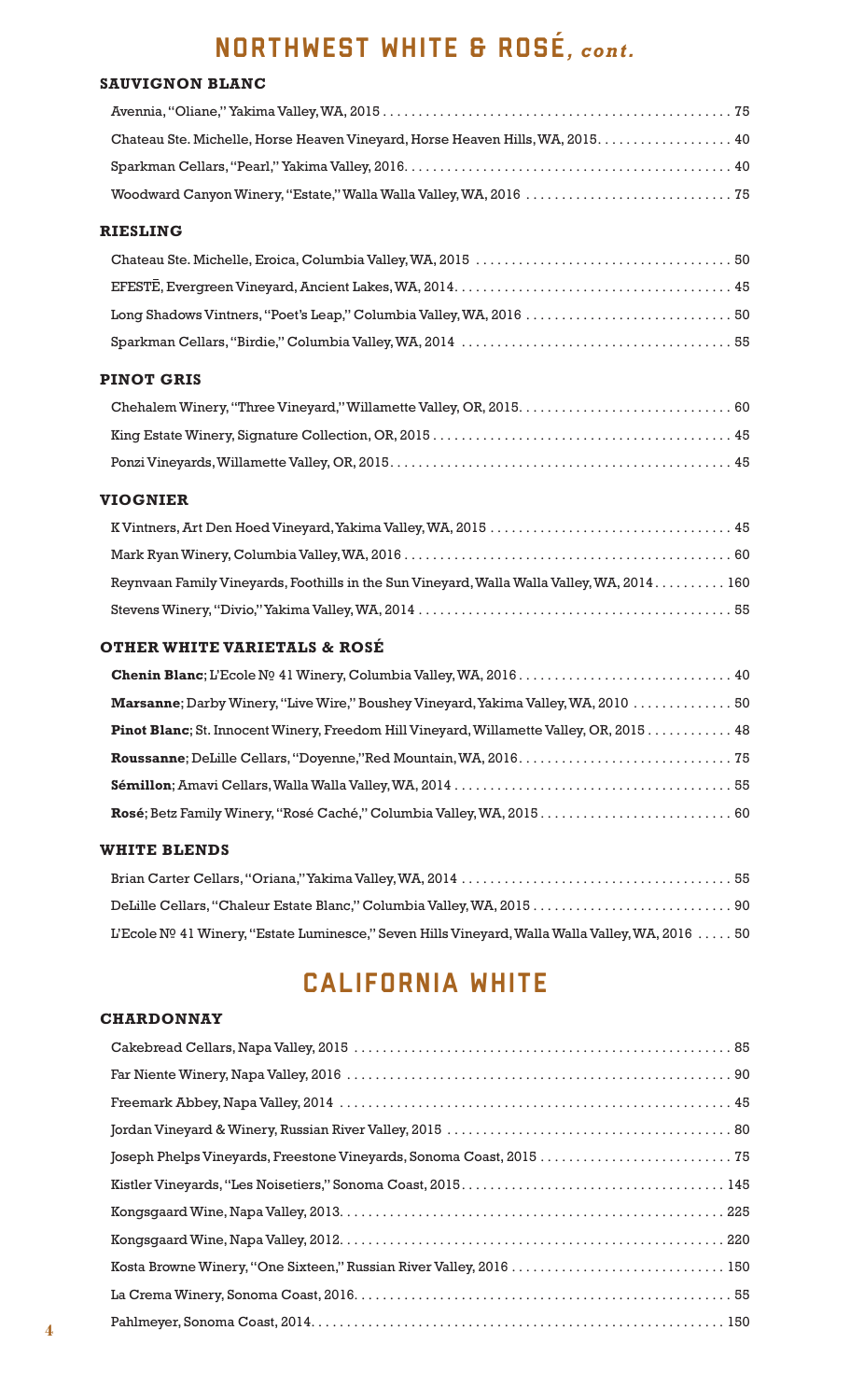# NORTHWEST WHITE & ROSÉ, *cont.*

## SAUVIGNON BLANC

Avennia, "Oliane," Yakima Valley, WA, 2015 .......... 75

Chateau Ste. Michelle, Horse Heaven Vineyard, Horse Heaven Hills, WA, 2015 .......... 40

Sparkman Cellars, "Pearl," Yakima Valley, 2016 .......... 40

Woodward Canyon Winery, "Estate," Walla Walla Valley, WA, 2016 .......... 75

## RIESLING

Chateau Ste. Michelle, Eroica, Columbia Valley, WA, 2015 .......... 50

EFESTĒ, Evergreen Vineyard, Ancient Lakes, WA, 2014 .......... 45

Long Shadows Vintners, "Poet's Leap," Columbia Valley, WA, 2016 .......... 50

Sparkman Cellars, "Birdie," Columbia Valley, WA, 2014 .......... 55

## PINOT GRIS

Chehalem Winery, "Three Vineyard," Willamette Valley, OR, 2015 .......... 60

King Estate Winery, Signature Collection, OR, 2015 .......... 45

Ponzi Vineyards, Willamette Valley, OR, 2015 .......... 45

## VIOGNIER

K Vintners, Art Den Hoed Vineyard, Yakima Valley, WA, 2015 .......... 45

Mark Ryan Winery, Columbia Valley, WA, 2016 .......... 60

Reynvaan Family Vineyards, Foothills in the Sun Vineyard, Walla Walla Valley, WA, 2014 .......... 160

Stevens Winery, "Divio," Yakima Valley, WA, 2014 .......... 55

## OTHER WHITE VARIETALS & ROSÉ

**Chenin Blanc**; L'Ecole № 41 Winery, Columbia Valley, WA, 2016 .......... 40

**Marsanne**; Darby Winery, "Live Wire," Boushey Vineyard, Yakima Valley, WA, 2010 .......... 50

**Pinot Blanc**; St. Innocent Winery, Freedom Hill Vineyard, Willamette Valley, OR, 2015 .......... 48

**Roussanne**; DeLille Cellars, "Doyenne," Red Mountain, WA, 2016 .......... 75

**Sémillon**; Amavi Cellars, Walla Walla Valley, WA, 2014 .......... 55

**Rosé**; Betz Family Winery, "Rosé Caché," Columbia Valley, WA, 2015 .......... 60

## WHITE BLENDS

Brian Carter Cellars, "Oriana," Yakima Valley, WA, 2014 .......... 55

DeLille Cellars, "Chaleur Estate Blanc," Columbia Valley, WA, 2015 .......... 90

L'Ecole № 41 Winery, "Estate Luminesce," Seven Hills Vineyard, Walla Walla Valley, WA, 2016 .......... 50

# CALIFORNIA WHITE

## CHARDONNAY

Cakebread Cellars, Napa Valley, 2015 .......... 85

Far Niente Winery, Napa Valley, 2016 .......... 90

Freemark Abbey, Napa Valley, 2014 .......... 45

Jordan Vineyard & Winery, Russian River Valley, 2015 .......... 80

Joseph Phelps Vineyards, Freestone Vineyards, Sonoma Coast, 2015 .......... 75

Kistler Vineyards, "Les Noisetiers," Sonoma Coast, 2015 .......... 145

Kongsgaard Wine, Napa Valley, 2013 .......... 225

Kongsgaard Wine, Napa Valley, 2012 .......... 220

Kosta Browne Winery, "One Sixteen," Russian River Valley, 2016 .......... 150

La Crema Winery, Sonoma Coast, 2016 .......... 55

Pahlmeyer, Sonoma Coast, 2014 .......... 150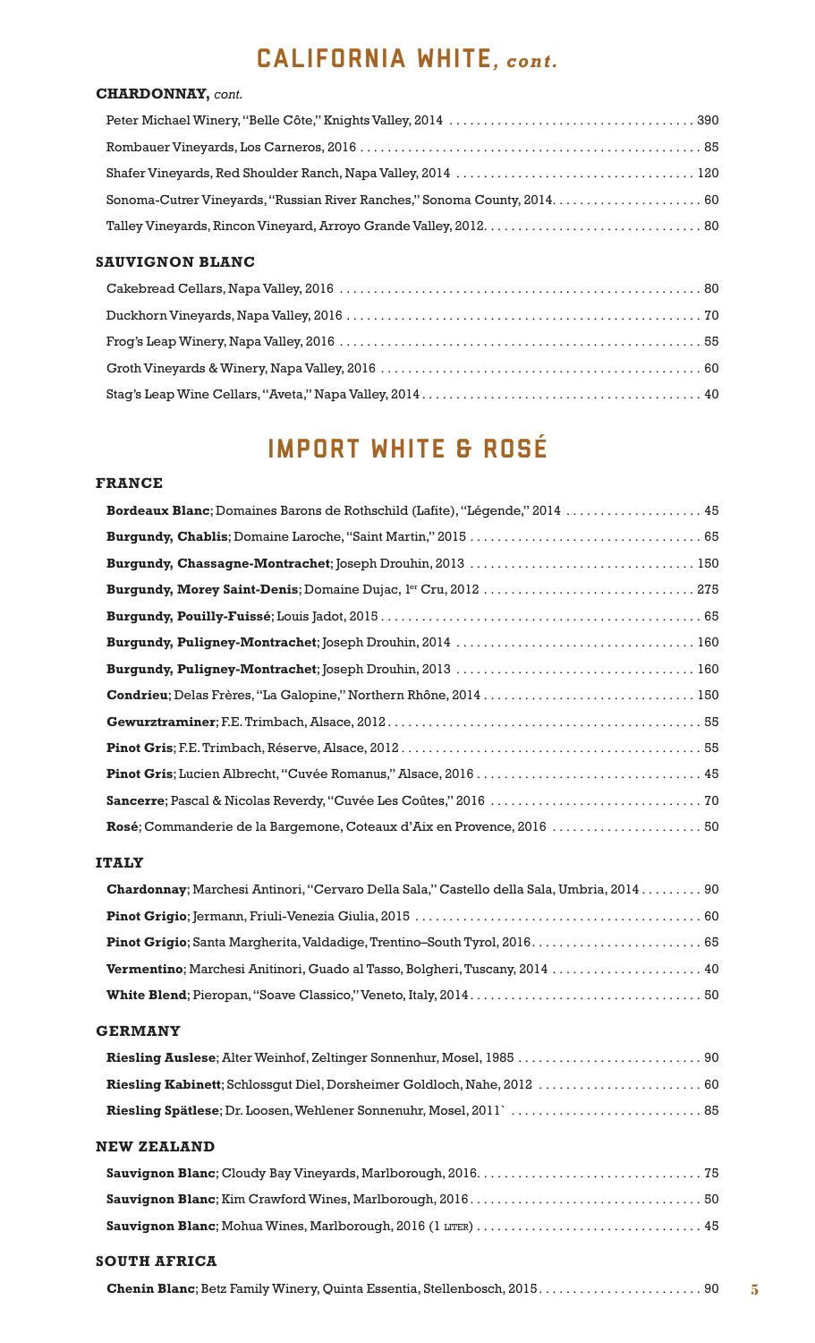# CALIFORNIA WHITE, *cont.*

### CHARDONNAY, *cont.*

Peter Michael Winery, "Belle Côte," Knights Valley, 2014 .................................... 390

Rombauer Vineyards, Los Carneros, 2016 .................................... 85

Shafer Vineyards, Red Shoulder Ranch, Napa Valley, 2014 .................................... 120

Sonoma-Cutrer Vineyards, "Russian River Ranches," Sonoma County, 2014 .................................... 60

Talley Vineyards, Rincon Vineyard, Arroyo Grande Valley, 2012 .................................... 80

### SAUVIGNON BLANC

Cakebread Cellars, Napa Valley, 2016 .................................... 80

Duckhorn Vineyards, Napa Valley, 2016 .................................... 70

Frog's Leap Winery, Napa Valley, 2016 .................................... 55

Groth Vineyards & Winery, Napa Valley, 2016 .................................... 60

Stag's Leap Wine Cellars, "Aveta," Napa Valley, 2014 .................................... 40

# IMPORT WHITE & ROSÉ

### FRANCE

**Bordeaux Blanc**; Domaines Barons de Rothschild (Lafite), "Légende," 2014 .................................... 45

**Burgundy, Chablis**; Domaine Laroche, "Saint Martin," 2015 .................................... 65

**Burgundy, Chassagne-Montrachet**; Joseph Drouhin, 2013 .................................... 150

**Burgundy, Morey Saint-Denis**; Domaine Dujac, 1er Cru, 2012 .................................... 275

**Burgundy, Pouilly-Fuissé**; Louis Jadot, 2015 .................................... 65

**Burgundy, Puligney-Montrachet**; Joseph Drouhin, 2014 .................................... 160

**Burgundy, Puligney-Montrachet**; Joseph Drouhin, 2013 .................................... 160

**Condrieu**; Delas Frères, "La Galopine," Northern Rhône, 2014 .................................... 150

**Gewurztraminer**; F.E. Trimbach, Alsace, 2012 .................................... 55

**Pinot Gris**; F.E. Trimbach, Réserve, Alsace, 2012 .................................... 55

**Pinot Gris**; Lucien Albrecht, "Cuvée Romanus," Alsace, 2016 .................................... 45

**Sancerre**; Pascal & Nicolas Reverdy, "Cuvée Les Coûtes," 2016 .................................... 70

**Rosé**; Commanderie de la Bargemone, Coteaux d'Aix en Provence, 2016 .................................... 50

### ITALY

**Chardonnay**; Marchesi Antinori, "Cervaro Della Sala," Castello della Sala, Umbria, 2014 .................................... 90

**Pinot Grigio**; Jermann, Friuli-Venezia Giulia, 2015 .................................... 60

**Pinot Grigio**; Santa Margherita, Valdadige, Trentino–South Tyrol, 2016 .................................... 65

**Vermentino**; Marchesi Anitinori, Guado al Tasso, Bolgheri, Tuscany, 2014 .................................... 40

**White Blend**; Pieropan, "Soave Classico," Veneto, Italy, 2014 .................................... 50

### GERMANY

**Riesling Auslese**; Alter Weinhof, Zeltinger Sonnenhur, Mosel, 1985 .................................... 90

**Riesling Kabinett**; Schlossgut Diel, Dorsheimer Goldloch, Nahe, 2012 .................................... 60

**Riesling Spätlese**; Dr. Loosen, Wehlener Sonnenuhr, Mosel, 2011` .................................... 85

### NEW ZEALAND

**Sauvignon Blanc**; Cloudy Bay Vineyards, Marlborough, 2016 .................................... 75

**Sauvignon Blanc**; Kim Crawford Wines, Marlborough, 2016 .................................... 50

**Sauvignon Blanc**; Mohua Wines, Marlborough, 2016 (1 LITER) .................................... 45

### SOUTH AFRICA

**Chenin Blanc**; Betz Family Winery, Quinta Essentia, Stellenbosch, 2015 .................................... 90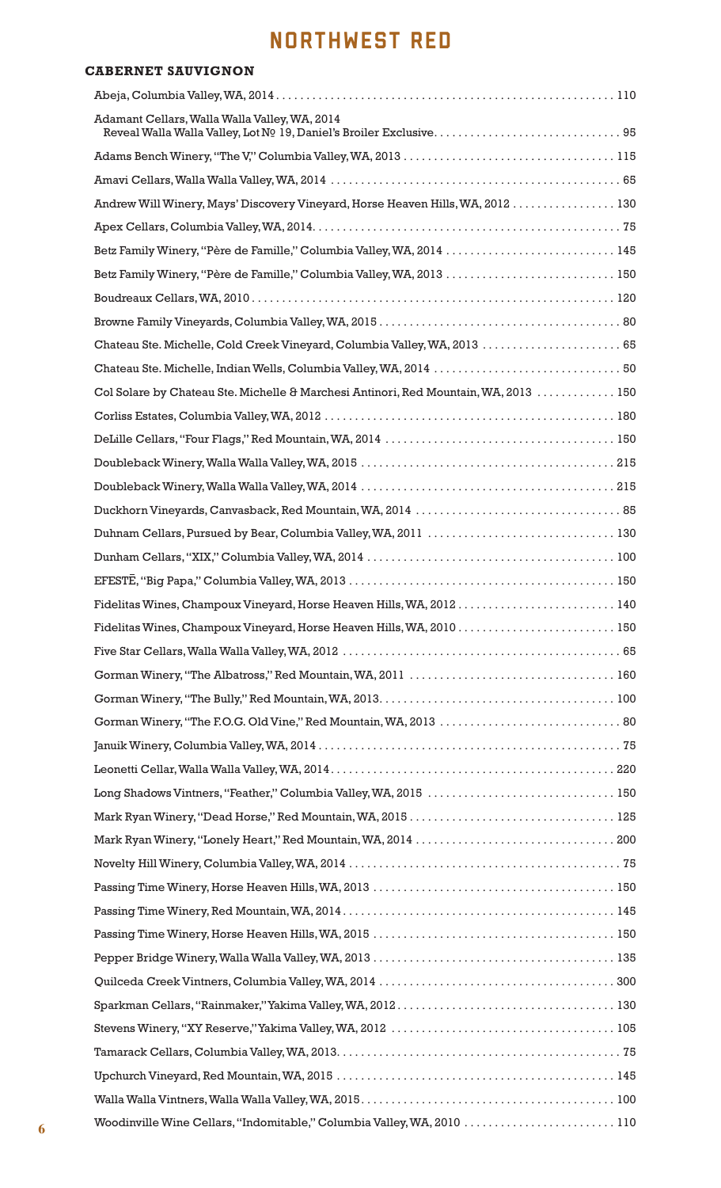# NORTHWEST RED

## CABERNET SAUVIGNON

Abeja, Columbia Valley, WA, 2014 ........ 110

Adamant Cellars, Walla Walla Valley, WA, 2014
Reveal Walla Walla Valley, Lot № 19, Daniel's Broiler Exclusive ........ 95

Adams Bench Winery, "The V," Columbia Valley, WA, 2013 ........ 115

Amavi Cellars, Walla Walla Valley, WA, 2014 ........ 65

Andrew Will Winery, Mays' Discovery Vineyard, Horse Heaven Hills, WA, 2012 ........ 130

Apex Cellars, Columbia Valley, WA, 2014 ........ 75

Betz Family Winery, "Père de Famille," Columbia Valley, WA, 2014 ........ 145

Betz Family Winery, "Père de Famille," Columbia Valley, WA, 2013 ........ 150

Boudreaux Cellars, WA, 2010 ........ 120

Browne Family Vineyards, Columbia Valley, WA, 2015 ........ 80

Chateau Ste. Michelle, Cold Creek Vineyard, Columbia Valley, WA, 2013 ........ 65

Chateau Ste. Michelle, Indian Wells, Columbia Valley, WA, 2014 ........ 50

Col Solare by Chateau Ste. Michelle & Marchesi Antinori, Red Mountain, WA, 2013 ........ 150

Corliss Estates, Columbia Valley, WA, 2012 ........ 180

DeLille Cellars, "Four Flags," Red Mountain, WA, 2014 ........ 150

Doubleback Winery, Walla Walla Valley, WA, 2015 ........ 215

Doubleback Winery, Walla Walla Valley, WA, 2014 ........ 215

Duckhorn Vineyards, Canvasback, Red Mountain, WA, 2014 ........ 85

Duhnam Cellars, Pursued by Bear, Columbia Valley, WA, 2011 ........ 130

Dunham Cellars, "XIX," Columbia Valley, WA, 2014 ........ 100

EFESTĒ, "Big Papa," Columbia Valley, WA, 2013 ........ 150

Fidelitas Wines, Champoux Vineyard, Horse Heaven Hills, WA, 2012 ........ 140

Fidelitas Wines, Champoux Vineyard, Horse Heaven Hills, WA, 2010 ........ 150

Five Star Cellars, Walla Walla Valley, WA, 2012 ........ 65

Gorman Winery, "The Albatross," Red Mountain, WA, 2011 ........ 160

Gorman Winery, "The Bully," Red Mountain, WA, 2013 ........ 100

Gorman Winery, "The F.O.G. Old Vine," Red Mountain, WA, 2013 ........ 80

Januik Winery, Columbia Valley, WA, 2014 ........ 75

Leonetti Cellar, Walla Walla Valley, WA, 2014 ........ 220

Long Shadows Vintners, "Feather," Columbia Valley, WA, 2015 ........ 150

Mark Ryan Winery, "Dead Horse," Red Mountain, WA, 2015 ........ 125

Mark Ryan Winery, "Lonely Heart," Red Mountain, WA, 2014 ........ 200

Novelty Hill Winery, Columbia Valley, WA, 2014 ........ 75

Passing Time Winery, Horse Heaven Hills, WA, 2013 ........ 150

Passing Time Winery, Red Mountain, WA, 2014 ........ 145

Passing Time Winery, Horse Heaven Hills, WA, 2015 ........ 150

Pepper Bridge Winery, Walla Walla Valley, WA, 2013 ........ 135

Quilceda Creek Vintners, Columbia Valley, WA, 2014 ........ 300

Sparkman Cellars, "Rainmaker," Yakima Valley, WA, 2012 ........ 130

Stevens Winery, "XY Reserve," Yakima Valley, WA, 2012 ........ 105

Tamarack Cellars, Columbia Valley, WA, 2013 ........ 75

Upchurch Vineyard, Red Mountain, WA, 2015 ........ 145

Walla Walla Vintners, Walla Walla Valley, WA, 2015 ........ 100

Woodinville Wine Cellars, "Indomitable," Columbia Valley, WA, 2010 ........ 110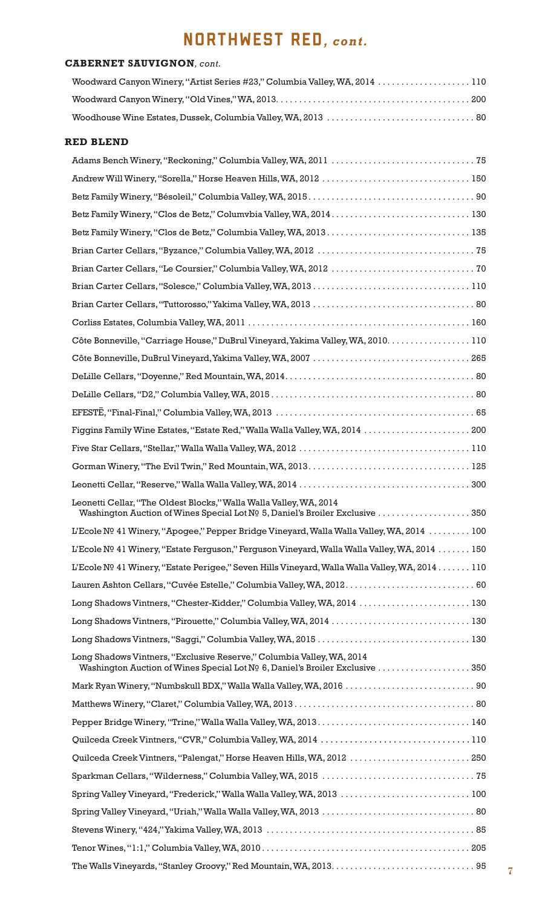# NORTHWEST RED, *cont.*

## CABERNET SAUVIGNON, *cont.*

Woodward Canyon Winery, "Artist Series #23," Columbia Valley, WA, 2014 .................... 110

Woodward Canyon Winery, "Old Vines," WA, 2013 .................... 200

Woodhouse Wine Estates, Dussek, Columbia Valley, WA, 2013 .................... 80

## RED BLEND

Adams Bench Winery, "Reckoning," Columbia Valley, WA, 2011 .................... 75

Andrew Will Winery, "Sorella," Horse Heaven Hills, WA, 2012 .................... 150

Betz Family Winery, "Bésoleil," Columbia Valley, WA, 2015 .................... 90

Betz Family Winery, "Clos de Betz," Columvbia Valley, WA, 2014 .................... 130

Betz Family Winery, "Clos de Betz," Columbia Valley, WA, 2013 .................... 135

Brian Carter Cellars, "Byzance," Columbia Valley, WA, 2012 .................... 75

Brian Carter Cellars, "Le Coursier," Columbia Valley, WA, 2012 .................... 70

Brian Carter Cellars, "Solesce," Columbia Valley, WA, 2013 .................... 110

Brian Carter Cellars, "Tuttorosso," Yakima Valley, WA, 2013 .................... 80

Corliss Estates, Columbia Valley, WA, 2011 .................... 160

Côte Bonneville, "Carriage House," DuBrul Vineyard, Yakima Valley, WA, 2010 .................... 110

Côte Bonneville, DuBrul Vineyard, Yakima Valley, WA, 2007 .................... 265

DeLille Cellars, "Doyenne," Red Mountain, WA, 2014 .................... 80

DeLille Cellars, "D2," Columbia Valley, WA, 2015 .................... 80

EFESTĒ, "Final-Final," Columbia Valley, WA, 2013 .................... 65

Figgins Family Wine Estates, "Estate Red," Walla Walla Valley, WA, 2014 .................... 200

Five Star Cellars, "Stellar," Walla Walla Valley, WA, 2012 .................... 110

Gorman Winery, "The Evil Twin," Red Mountain, WA, 2013 .................... 125

Leonetti Cellar, "Reserve," Walla Walla Valley, WA, 2014 .................... 300

Leonetti Cellar, "The Oldest Blocks," Walla Walla Valley, WA, 2014
Washington Auction of Wines Special Lot № 5, Daniel's Broiler Exclusive .................... 350

L'Ecole № 41 Winery, "Apogee," Pepper Bridge Vineyard, Walla Walla Valley, WA, 2014 .................... 100

L'Ecole № 41 Winery, "Estate Ferguson," Ferguson Vineyard, Walla Walla Valley, WA, 2014 .................... 150

L'Ecole № 41 Winery, "Estate Perigee," Seven Hills Vineyard, Walla Walla Valley, WA, 2014 .................... 110

Lauren Ashton Cellars, "Cuvée Estelle," Columbia Valley, WA, 2012 .................... 60

Long Shadows Vintners, "Chester-Kidder," Columbia Valley, WA, 2014 .................... 130

Long Shadows Vintners, "Pirouette," Columbia Valley, WA, 2014 .................... 130

Long Shadows Vintners, "Saggi," Columbia Valley, WA, 2015 .................... 130

Long Shadows Vintners, "Exclusive Reserve," Columbia Valley, WA, 2014
Washington Auction of Wines Special Lot № 6, Daniel's Broiler Exclusive .................... 350

Mark Ryan Winery, "Numbskull BDX," Walla Walla Valley, WA, 2016 .................... 90

Matthews Winery, "Claret," Columbia Valley, WA, 2013 .................... 80

Pepper Bridge Winery, "Trine," Walla Walla Valley, WA, 2013 .................... 140

Quilceda Creek Vintners, "CVR," Columbia Valley, WA, 2014 .................... 110

Quilceda Creek Vintners, "Palengat," Horse Heaven Hills, WA, 2012 .................... 250

Sparkman Cellars, "Wilderness," Columbia Valley, WA, 2015 .................... 75

Spring Valley Vineyard, "Frederick," Walla Walla Valley, WA, 2013 .................... 100

Spring Valley Vineyard, "Uriah," Walla Walla Valley, WA, 2013 .................... 80

Stevens Winery, "424," Yakima Valley, WA, 2013 .................... 85

Tenor Wines, "1:1," Columbia Valley, WA, 2010 .................... 205

The Walls Vineyards, "Stanley Groovy," Red Mountain, WA, 2013 .................... 95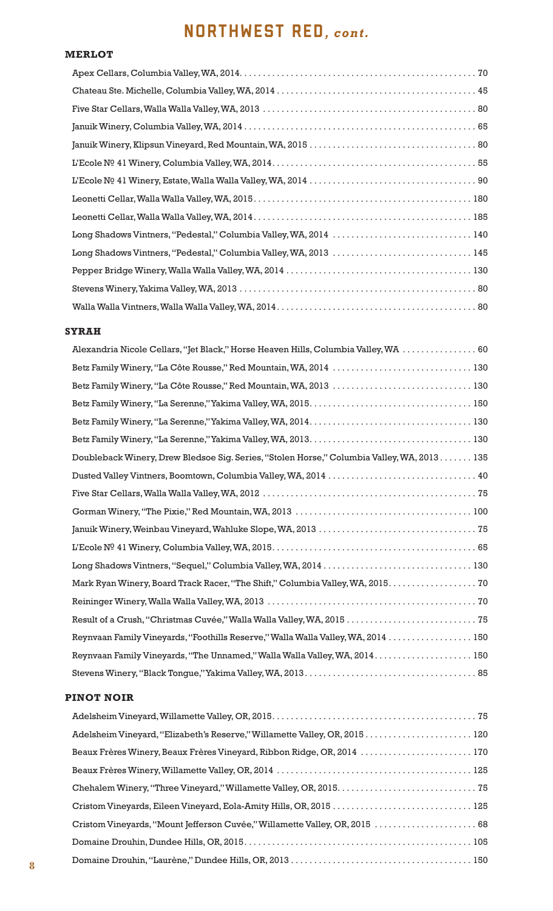# NORTHWEST RED, *cont.*

## MERLOT

- Apex Cellars, Columbia Valley, WA, 2014 . . . . . 70
- Chateau Ste. Michelle, Columbia Valley, WA, 2014 . . . . . 45
- Five Star Cellars, Walla Walla Valley, WA, 2013 . . . . . 80
- Januik Winery, Columbia Valley, WA, 2014 . . . . . 65
- Januik Winery, Klipsun Vineyard, Red Mountain, WA, 2015 . . . . . 80
- L'Ecole № 41 Winery, Columbia Valley, WA, 2014 . . . . . 55
- L'Ecole № 41 Winery, Estate, Walla Walla Valley, WA, 2014 . . . . . 90
- Leonetti Cellar, Walla Walla Valley, WA, 2015 . . . . . 180
- Leonetti Cellar, Walla Walla Valley, WA, 2014 . . . . . 185
- Long Shadows Vintners, "Pedestal," Columbia Valley, WA, 2014 . . . . . 140
- Long Shadows Vintners, "Pedestal," Columbia Valley, WA, 2013 . . . . . 145
- Pepper Bridge Winery, Walla Walla Valley, WA, 2014 . . . . . 130
- Stevens Winery, Yakima Valley, WA, 2013 . . . . . 80
- Walla Walla Vintners, Walla Walla Valley, WA, 2014 . . . . . 80

## SYRAH

- Alexandria Nicole Cellars, "Jet Black," Horse Heaven Hills, Columbia Valley, WA . . . . . 60
- Betz Family Winery, "La Côte Rousse," Red Mountain, WA, 2014 . . . . . 130
- Betz Family Winery, "La Côte Rousse," Red Mountain, WA, 2013 . . . . . 130
- Betz Family Winery, "La Serenne," Yakima Valley, WA, 2015 . . . . . 150
- Betz Family Winery, "La Serenne," Yakima Valley, WA, 2014 . . . . . 130
- Betz Family Winery, "La Serenne," Yakima Valley, WA, 2013 . . . . . 130
- Doubleback Winery, Drew Bledsoe Sig. Series, "Stolen Horse," Columbia Valley, WA, 2013 . . . . . 135
- Dusted Valley Vintners, Boomtown, Columbia Valley, WA, 2014 . . . . . 40
- Five Star Cellars, Walla Walla Valley, WA, 2012 . . . . . 75
- Gorman Winery, "The Pixie," Red Mountain, WA, 2013 . . . . . 100
- Januik Winery, Weinbau Vineyard, Wahluke Slope, WA, 2013 . . . . . 75
- L'Ecole № 41 Winery, Columbia Valley, WA, 2015 . . . . . 65
- Long Shadows Vintners, "Sequel," Columbia Valley, WA, 2014 . . . . . 130
- Mark Ryan Winery, Board Track Racer, "The Shift," Columbia Valley, WA, 2015 . . . . . 70
- Reininger Winery, Walla Walla Valley, WA, 2013 . . . . . 70
- Result of a Crush, "Christmas Cuvée," Walla Walla Valley, WA, 2015 . . . . . 75
- Reynvaan Family Vineyards, "Foothills Reserve," Walla Walla Valley, WA, 2014 . . . . . 150
- Reynvaan Family Vineyards, "The Unnamed," Walla Walla Valley, WA, 2014 . . . . . 150
- Stevens Winery, "Black Tongue," Yakima Valley, WA, 2013 . . . . . 85

## PINOT NOIR

- Adelsheim Vineyard, Willamette Valley, OR, 2015 . . . . . 75
- Adelsheim Vineyard, "Elizabeth's Reserve," Willamette Valley, OR, 2015 . . . . . 120
- Beaux Frères Winery, Beaux Frères Vineyard, Ribbon Ridge, OR, 2014 . . . . . 170
- Beaux Frères Winery, Willamette Valley, OR, 2014 . . . . . 125
- Chehalem Winery, "Three Vineyard," Willamette Valley, OR, 2015 . . . . . 75
- Cristom Vineyards, Eileen Vineyard, Eola-Amity Hills, OR, 2015 . . . . . 125
- Cristom Vineyards, "Mount Jefferson Cuvée," Willamette Valley, OR, 2015 . . . . . 68
- Domaine Drouhin, Dundee Hills, OR, 2015 . . . . . 105
- Domaine Drouhin, "Laurène," Dundee Hills, OR, 2013 . . . . . 150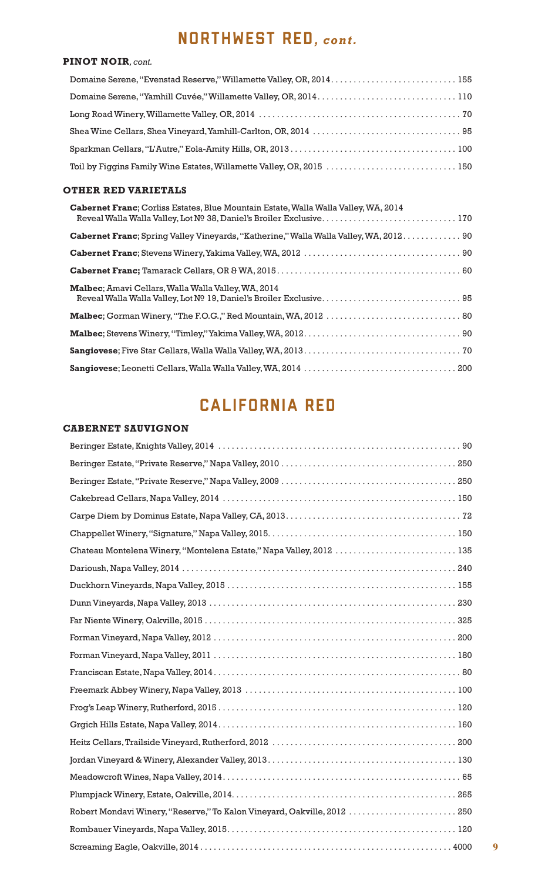# NORTHWEST RED, *cont.*

### PINOT NOIR, *cont.*

Domaine Serene, "Evenstad Reserve," Willamette Valley, OR, 2014 . . . . . . . . . . 155

Domaine Serene, "Yamhill Cuvée," Willamette Valley, OR, 2014 . . . . . . . . . . 110

Long Road Winery, Willamette Valley, OR, 2014 . . . . . . . . . . 70

Shea Wine Cellars, Shea Vineyard, Yamhill-Carlton, OR, 2014 . . . . . . . . . . 95

Sparkman Cellars, "L'Autre," Eola-Amity Hills, OR, 2013 . . . . . . . . . . 100

Toil by Figgins Family Wine Estates, Willamette Valley, OR, 2015 . . . . . . . . . . 150

### OTHER RED VARIETALS

**Cabernet Franc**; Corliss Estates, Blue Mountain Estate, Walla Walla Valley, WA, 2014
Reveal Walla Walla Valley, Lot № 38, Daniel's Broiler Exclusive . . . . . . . . . . 170

**Cabernet Franc**; Spring Valley Vineyards, "Katherine," Walla Walla Valley, WA, 2012 . . . . . . . . . . 90

**Cabernet Franc**; Stevens Winery, Yakima Valley, WA, 2012 . . . . . . . . . . 90

**Cabernet Franc;** Tamarack Cellars, OR & WA, 2015 . . . . . . . . . . 60

**Malbec**; Amavi Cellars, Walla Walla Valley, WA, 2014
Reveal Walla Walla Valley, Lot № 19, Daniel's Broiler Exclusive . . . . . . . . . . 95

**Malbec**; Gorman Winery, "The F.O.G.," Red Mountain, WA, 2012 . . . . . . . . . . 80

**Malbec**; Stevens Winery, "Timley," Yakima Valley, WA, 2012 . . . . . . . . . . 90

**Sangiovese**; Five Star Cellars, Walla Walla Valley, WA, 2013 . . . . . . . . . . 70

**Sangiovese**; Leonetti Cellars, Walla Walla Valley, WA, 2014 . . . . . . . . . . 200

# CALIFORNIA RED

### CABERNET SAUVIGNON

Beringer Estate, Knights Valley, 2014 . . . . . . . . . . 90

Beringer Estate, "Private Reserve," Napa Valley, 2010 . . . . . . . . . . 250

Beringer Estate, "Private Reserve," Napa Valley, 2009 . . . . . . . . . . 250

Cakebread Cellars, Napa Valley, 2014 . . . . . . . . . . 150

Carpe Diem by Dominus Estate, Napa Valley, CA, 2013 . . . . . . . . . . 72

Chappellet Winery, "Signature," Napa Valley, 2015 . . . . . . . . . . 150

Chateau Montelena Winery, "Montelena Estate," Napa Valley, 2012 . . . . . . . . . . 135

Darioush, Napa Valley, 2014 . . . . . . . . . . 240

Duckhorn Vineyards, Napa Valley, 2015 . . . . . . . . . . 155

Dunn Vineyards, Napa Valley, 2013 . . . . . . . . . . 230

Far Niente Winery, Oakville, 2015 . . . . . . . . . . 325

Forman Vineyard, Napa Valley, 2012 . . . . . . . . . . 200

Forman Vineyard, Napa Valley, 2011 . . . . . . . . . . 180

Franciscan Estate, Napa Valley, 2014 . . . . . . . . . . 80

Freemark Abbey Winery, Napa Valley, 2013 . . . . . . . . . . 100

Frog's Leap Winery, Rutherford, 2015 . . . . . . . . . . 120

Grgich Hills Estate, Napa Valley, 2014 . . . . . . . . . . 160

Heitz Cellars, Trailside Vineyard, Rutherford, 2012 . . . . . . . . . . 200

Jordan Vineyard & Winery, Alexander Valley, 2013 . . . . . . . . . . 130

Meadowcroft Wines, Napa Valley, 2014 . . . . . . . . . . 65

Plumpjack Winery, Estate, Oakville, 2014 . . . . . . . . . . 265

Robert Mondavi Winery, "Reserve," To Kalon Vineyard, Oakville, 2012 . . . . . . . . . . 250

Rombauer Vineyards, Napa Valley, 2015 . . . . . . . . . . 120

Screaming Eagle, Oakville, 2014 . . . . . . . . . . 4000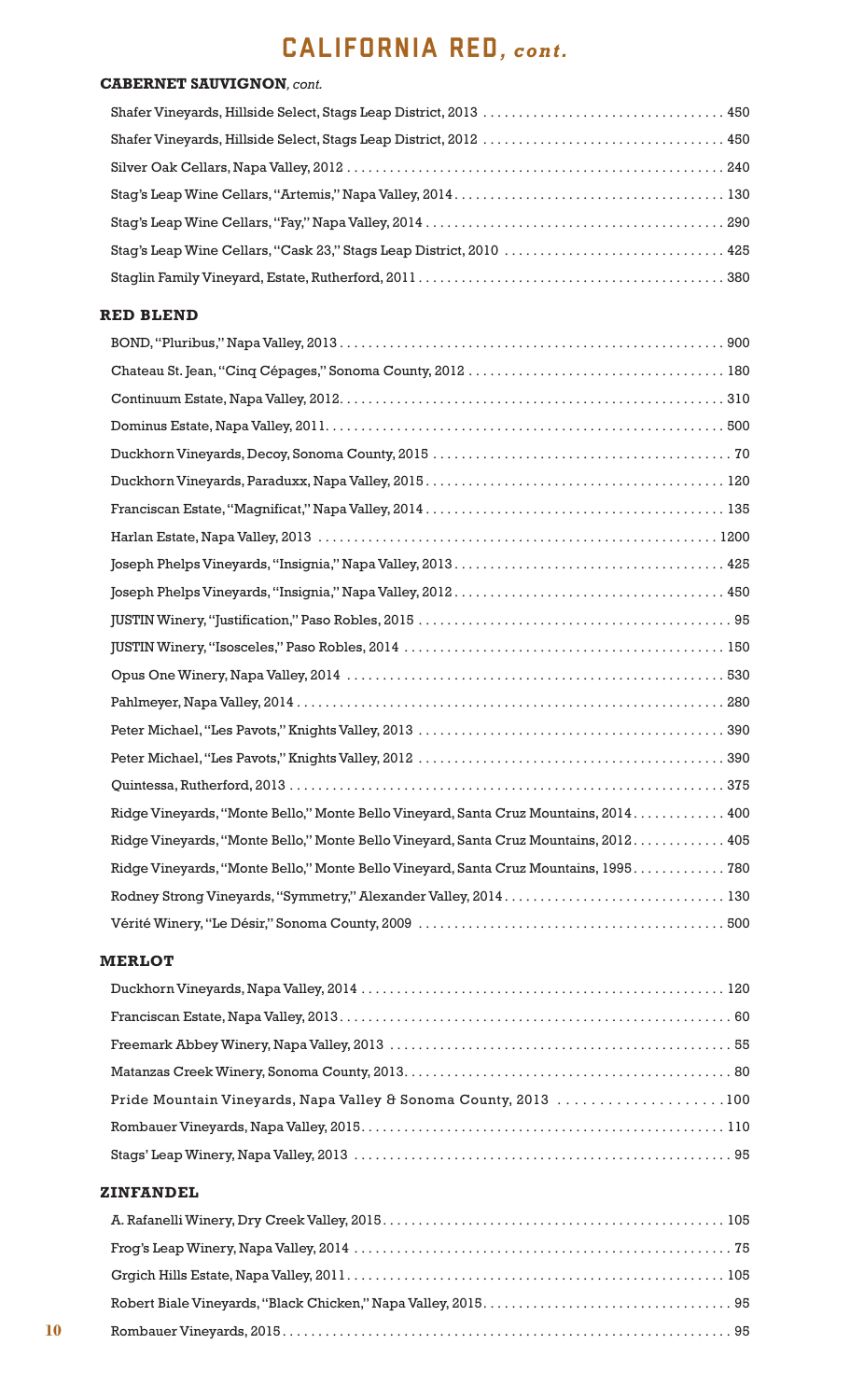# CALIFORNIA RED, *cont.*

## CABERNET SAUVIGNON, *cont.*

- Shafer Vineyards, Hillside Select, Stags Leap District, 2013 ... 450
- Shafer Vineyards, Hillside Select, Stags Leap District, 2012 ... 450
- Silver Oak Cellars, Napa Valley, 2012 ... 240
- Stag's Leap Wine Cellars, "Artemis," Napa Valley, 2014 ... 130
- Stag's Leap Wine Cellars, "Fay," Napa Valley, 2014 ... 290
- Stag's Leap Wine Cellars, "Cask 23," Stags Leap District, 2010 ... 425
- Staglin Family Vineyard, Estate, Rutherford, 2011 ... 380

## RED BLEND

- BOND, "Pluribus," Napa Valley, 2013 ... 900
- Chateau St. Jean, "Cinq Cépages," Sonoma County, 2012 ... 180
- Continuum Estate, Napa Valley, 2012 ... 310
- Dominus Estate, Napa Valley, 2011 ... 500
- Duckhorn Vineyards, Decoy, Sonoma County, 2015 ... 70
- Duckhorn Vineyards, Paraduxx, Napa Valley, 2015 ... 120
- Franciscan Estate, "Magnificat," Napa Valley, 2014 ... 135
- Harlan Estate, Napa Valley, 2013 ... 1200
- Joseph Phelps Vineyards, "Insignia," Napa Valley, 2013 ... 425
- Joseph Phelps Vineyards, "Insignia," Napa Valley, 2012 ... 450
- JUSTIN Winery, "Justification," Paso Robles, 2015 ... 95
- JUSTIN Winery, "Isosceles," Paso Robles, 2014 ... 150
- Opus One Winery, Napa Valley, 2014 ... 530
- Pahlmeyer, Napa Valley, 2014 ... 280
- Peter Michael, "Les Pavots," Knights Valley, 2013 ... 390
- Peter Michael, "Les Pavots," Knights Valley, 2012 ... 390
- Quintessa, Rutherford, 2013 ... 375
- Ridge Vineyards, "Monte Bello," Monte Bello Vineyard, Santa Cruz Mountains, 2014 ... 400
- Ridge Vineyards, "Monte Bello," Monte Bello Vineyard, Santa Cruz Mountains, 2012 ... 405
- Ridge Vineyards, "Monte Bello," Monte Bello Vineyard, Santa Cruz Mountains, 1995 ... 780
- Rodney Strong Vineyards, "Symmetry," Alexander Valley, 2014 ... 130
- Vérité Winery, "Le Désir," Sonoma County, 2009 ... 500

## MERLOT

- Duckhorn Vineyards, Napa Valley, 2014 ... 120
- Franciscan Estate, Napa Valley, 2013 ... 60
- Freemark Abbey Winery, Napa Valley, 2013 ... 55
- Matanzas Creek Winery, Sonoma County, 2013 ... 80
- Pride Mountain Vineyards, Napa Valley & Sonoma County, 2013 ... 100
- Rombauer Vineyards, Napa Valley, 2015 ... 110
- Stags' Leap Winery, Napa Valley, 2013 ... 95

## ZINFANDEL

- A. Rafanelli Winery, Dry Creek Valley, 2015 ... 105
- Frog's Leap Winery, Napa Valley, 2014 ... 75
- Grgich Hills Estate, Napa Valley, 2011 ... 105
- Robert Biale Vineyards, "Black Chicken," Napa Valley, 2015 ... 95
- Rombauer Vineyards, 2015 ... 95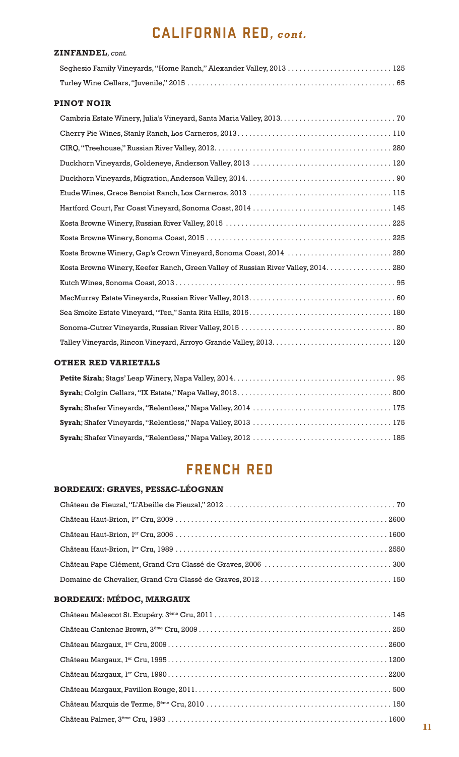# CALIFORNIA RED, *cont.*

### ZINFANDEL, *cont.*

Seghesio Family Vineyards, "Home Ranch," Alexander Valley, 2013 ... 125

Turley Wine Cellars, "Juvenile," 2015 ... 65

### PINOT NOIR

Cambria Estate Winery, Julia's Vineyard, Santa Maria Valley, 2013 ... 70

Cherry Pie Wines, Stanly Ranch, Los Carneros, 2013 ... 110

CIRQ, "Treehouse," Russian River Valley, 2012 ... 280

Duckhorn Vineyards, Goldeneye, Anderson Valley, 2013 ... 120

Duckhorn Vineyards, Migration, Anderson Valley, 2014 ... 90

Etude Wines, Grace Benoist Ranch, Los Carneros, 2013 ... 115

Hartford Court, Far Coast Vineyard, Sonoma Coast, 2014 ... 145

Kosta Browne Winery, Russian River Valley, 2015 ... 225

Kosta Browne Winery, Sonoma Coast, 2015 ... 225

Kosta Browne Winery, Gap's Crown Vineyard, Sonoma Coast, 2014 ... 280

Kosta Browne Winery, Keefer Ranch, Green Valley of Russian River Valley, 2014 ... 280

Kutch Wines, Sonoma Coast, 2013 ... 95

MacMurray Estate Vineyards, Russian River Valley, 2013 ... 60

Sea Smoke Estate Vineyard, "Ten," Santa Rita Hills, 2015 ... 180

Sonoma-Cutrer Vineyards, Russian River Valley, 2015 ... 80

Talley Vineyards, Rincon Vineyard, Arroyo Grande Valley, 2013 ... 120

### OTHER RED VARIETALS

**Petite Sirah**; Stags' Leap Winery, Napa Valley, 2014 ... 95

**Syrah**; Colgin Cellars, "IX Estate," Napa Valley, 2013 ... 800

**Syrah**; Shafer Vineyards, "Relentless," Napa Valley, 2014 ... 175

**Syrah**; Shafer Vineyards, "Relentless," Napa Valley, 2013 ... 175

**Syrah**; Shafer Vineyards, "Relentless," Napa Valley, 2012 ... 185

# FRENCH RED

### BORDEAUX: GRAVES, PESSAC-LÉOGNAN

Château de Fieuzal, "L'Abeille de Fieuzal," 2012 ... 70

Château Haut-Brion, 1er Cru, 2009 ... 2600

Château Haut-Brion, 1er Cru, 2006 ... 1600

Château Haut-Brion, 1er Cru, 1989 ... 2550

Château Pape Clément, Grand Cru Classé de Graves, 2006 ... 300

Domaine de Chevalier, Grand Cru Classé de Graves, 2012 ... 150

### BORDEAUX: MÉDOC, MARGAUX

Château Malescot St. Exupéry, 3ème Cru, 2011 ... 145

Château Cantenac Brown, 3ème Cru, 2009 ... 250

Château Margaux, 1er Cru, 2009 ... 2600

Château Margaux, 1er Cru, 1995 ... 1200

Château Margaux, 1er Cru, 1990 ... 2200

Château Margaux, Pavillon Rouge, 2011 ... 500

Château Marquis de Terme, 5ème Cru, 2010 ... 150

Château Palmer, 3ème Cru, 1983 ... 1600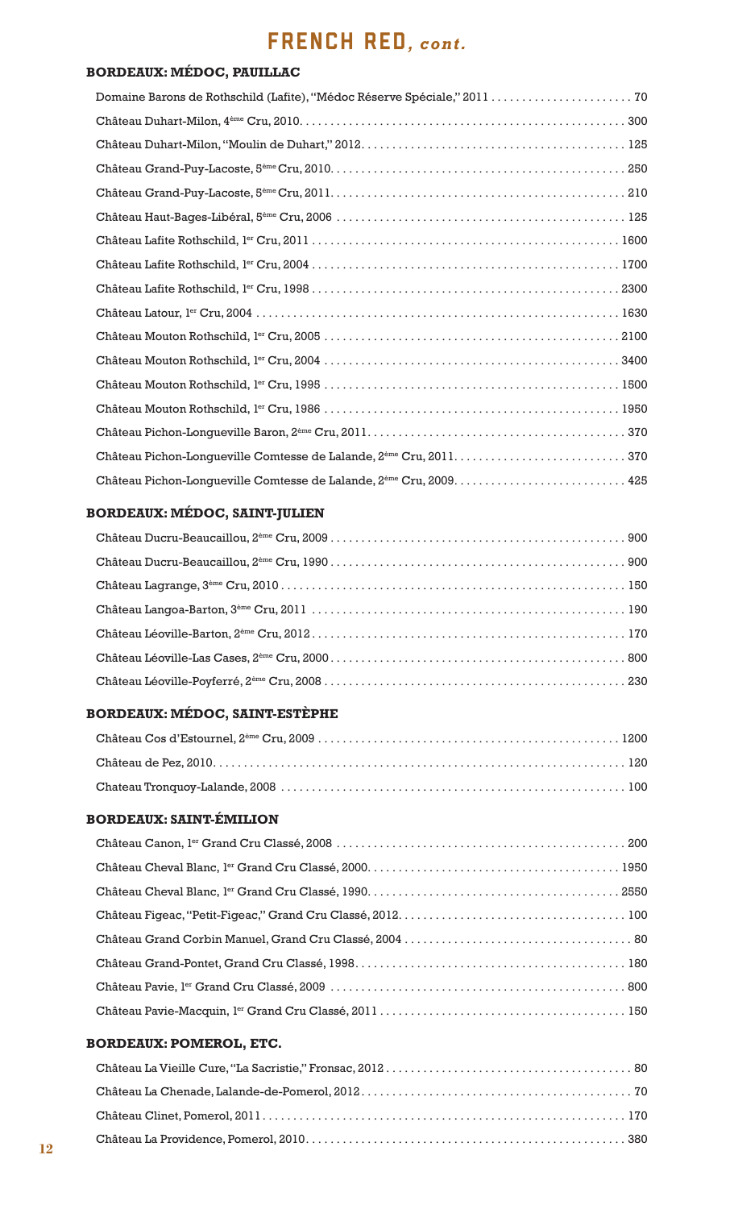# FRENCH RED, *cont.*

## BORDEAUX: MÉDOC, PAUILLAC

Domaine Barons de Rothschild (Lafite), "Médoc Réserve Spéciale," 2011 ........ 70
Château Duhart-Milon, 4ème Cru, 2010 ........ 300
Château Duhart-Milon, "Moulin de Duhart," 2012 ........ 125
Château Grand-Puy-Lacoste, 5ème Cru, 2010 ........ 250
Château Grand-Puy-Lacoste, 5ème Cru, 2011 ........ 210
Château Haut-Bages-Libéral, 5ème Cru, 2006 ........ 125
Château Lafite Rothschild, 1er Cru, 2011 ........ 1600
Château Lafite Rothschild, 1er Cru, 2004 ........ 1700
Château Lafite Rothschild, 1er Cru, 1998 ........ 2300
Château Latour, 1er Cru, 2004 ........ 1630
Château Mouton Rothschild, 1er Cru, 2005 ........ 2100
Château Mouton Rothschild, 1er Cru, 2004 ........ 3400
Château Mouton Rothschild, 1er Cru, 1995 ........ 1500
Château Mouton Rothschild, 1er Cru, 1986 ........ 1950
Château Pichon-Longueville Baron, 2ème Cru, 2011 ........ 370
Château Pichon-Longueville Comtesse de Lalande, 2ème Cru, 2011 ........ 370
Château Pichon-Longueville Comtesse de Lalande, 2ème Cru, 2009 ........ 425

## BORDEAUX: MÉDOC, SAINT-JULIEN

Château Ducru-Beaucaillou, 2ème Cru, 2009 ........ 900
Château Ducru-Beaucaillou, 2ème Cru, 1990 ........ 900
Château Lagrange, 3ème Cru, 2010 ........ 150
Château Langoa-Barton, 3ème Cru, 2011 ........ 190
Château Léoville-Barton, 2ème Cru, 2012 ........ 170
Château Léoville-Las Cases, 2ème Cru, 2000 ........ 800
Château Léoville-Poyferré, 2ème Cru, 2008 ........ 230

## BORDEAUX: MÉDOC, SAINT-ESTÈPHE

Château Cos d'Estournel, 2ème Cru, 2009 ........ 1200
Château de Pez, 2010 ........ 120
Chateau Tronquoy-Lalande, 2008 ........ 100

## BORDEAUX: SAINT-ÉMILION

Château Canon, 1er Grand Cru Classé, 2008 ........ 200
Château Cheval Blanc, 1er Grand Cru Classé, 2000 ........ 1950
Château Cheval Blanc, 1er Grand Cru Classé, 1990 ........ 2550
Château Figeac, "Petit-Figeac," Grand Cru Classé, 2012 ........ 100
Château Grand Corbin Manuel, Grand Cru Classé, 2004 ........ 80
Château Grand-Pontet, Grand Cru Classé, 1998 ........ 180
Château Pavie, 1er Grand Cru Classé, 2009 ........ 800
Château Pavie-Macquin, 1er Grand Cru Classé, 2011 ........ 150

## BORDEAUX: POMEROL, ETC.

Château La Vieille Cure, "La Sacristie," Fronsac, 2012 ........ 80
Château La Chenade, Lalande-de-Pomerol, 2012 ........ 70
Château Clinet, Pomerol, 2011 ........ 170
Château La Providence, Pomerol, 2010 ........ 380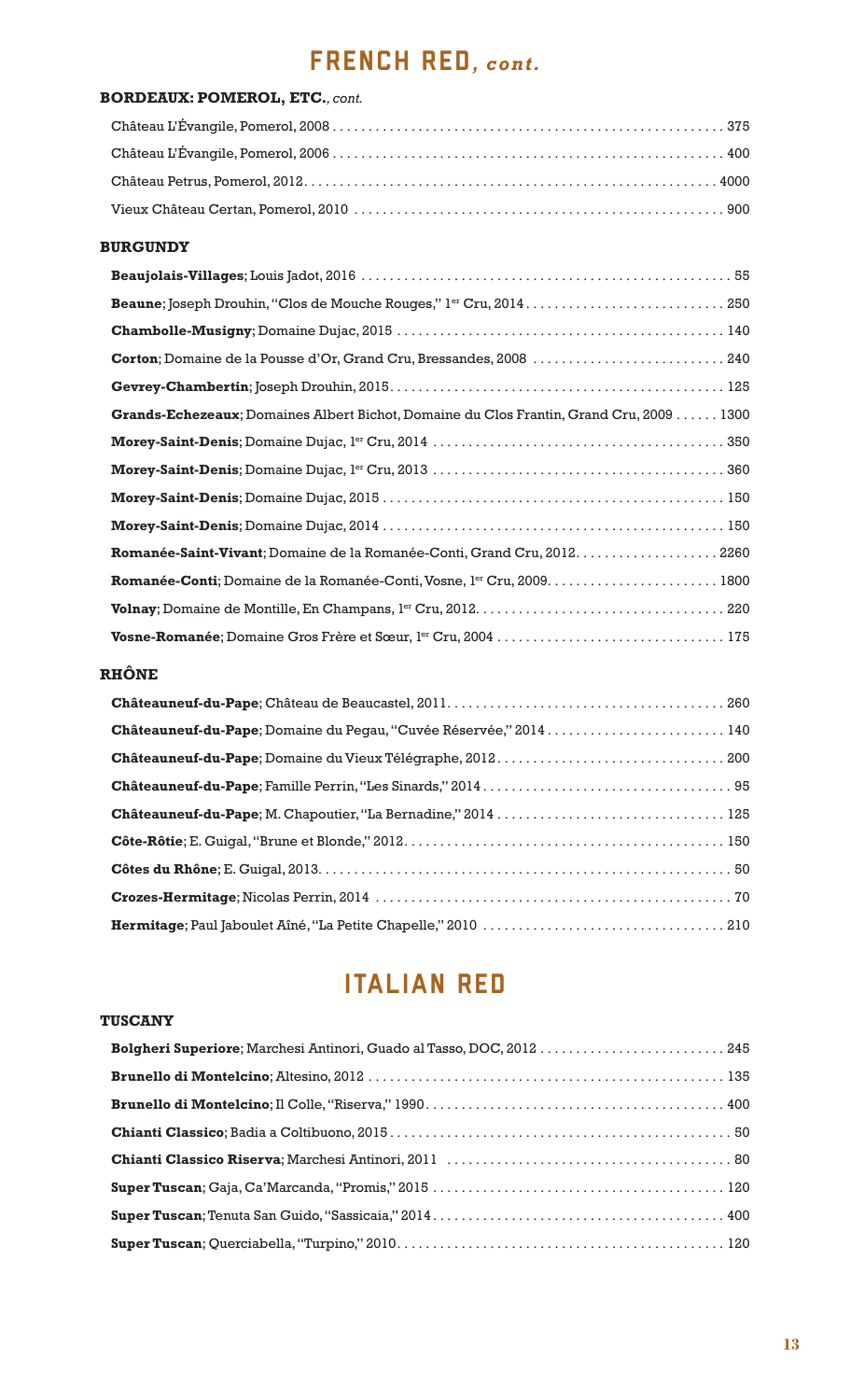# FRENCH RED, *cont.*

## BORDEAUX: POMEROL, ETC., *cont.*

Château L'Évangile, Pomerol, 2008 . . . . . . . . . . 375

Château L'Évangile, Pomerol, 2006 . . . . . . . . . . 400

Château Petrus, Pomerol, 2012 . . . . . . . . . . 4000

Vieux Château Certan, Pomerol, 2010 . . . . . . . . . . 900

## BURGUNDY

**Beaujolais-Villages**; Louis Jadot, 2016 . . . . . . . . . . 55

**Beaune**; Joseph Drouhin, "Clos de Mouche Rouges," 1er Cru, 2014 . . . . . . . . . . 250

**Chambolle-Musigny**; Domaine Dujac, 2015 . . . . . . . . . . 140

**Corton**; Domaine de la Pousse d'Or, Grand Cru, Bressandes, 2008 . . . . . . . . . . 240

**Gevrey-Chambertin**; Joseph Drouhin, 2015 . . . . . . . . . . 125

**Grands-Echezeaux**; Domaines Albert Bichot, Domaine du Clos Frantin, Grand Cru, 2009 . . . . . . 1300

**Morey-Saint-Denis**; Domaine Dujac, 1er Cru, 2014 . . . . . . . . . . 350

**Morey-Saint-Denis**; Domaine Dujac, 1er Cru, 2013 . . . . . . . . . . 360

**Morey-Saint-Denis**; Domaine Dujac, 2015 . . . . . . . . . . 150

**Morey-Saint-Denis**; Domaine Dujac, 2014 . . . . . . . . . . 150

**Romanée-Saint-Vivant**; Domaine de la Romanée-Conti, Grand Cru, 2012 . . . . . . . . . . 2260

**Romanée-Conti**; Domaine de la Romanée-Conti, Vosne, 1er Cru, 2009 . . . . . . . . . . 1800

**Volnay**; Domaine de Montille, En Champans, 1er Cru, 2012 . . . . . . . . . . 220

**Vosne-Romanée**; Domaine Gros Frère et Sœur, 1er Cru, 2004 . . . . . . . . . . 175

## RHÔNE

**Châteauneuf-du-Pape**; Château de Beaucastel, 2011 . . . . . . . . . . 260

**Châteauneuf-du-Pape**; Domaine du Pegau, "Cuvée Réservée," 2014 . . . . . . . . . . 140

**Châteauneuf-du-Pape**; Domaine du Vieux Télégraphe, 2012 . . . . . . . . . . 200

**Châteauneuf-du-Pape**; Famille Perrin, "Les Sinards," 2014 . . . . . . . . . . 95

**Châteauneuf-du-Pape**; M. Chapoutier, "La Bernadine," 2014 . . . . . . . . . . 125

**Côte-Rôtie**; E. Guigal, "Brune et Blonde," 2012 . . . . . . . . . . 150

**Côtes du Rhône**; E. Guigal, 2013 . . . . . . . . . . 50

**Crozes-Hermitage**; Nicolas Perrin, 2014 . . . . . . . . . . 70

**Hermitage**; Paul Jaboulet Aîné, "La Petite Chapelle," 2010 . . . . . . . . . . 210

# ITALIAN RED

## TUSCANY

**Bolgheri Superiore**; Marchesi Antinori, Guado al Tasso, DOC, 2012 . . . . . . . . . . 245

**Brunello di Montelcino**; Altesino, 2012 . . . . . . . . . . 135

**Brunello di Montelcino**; Il Colle, "Riserva," 1990 . . . . . . . . . . 400

**Chianti Classico**; Badia a Coltibuono, 2015 . . . . . . . . . . 50

**Chianti Classico Riserva**; Marchesi Antinori, 2011 . . . . . . . . . . 80

**Super Tuscan**; Gaja, Ca'Marcanda, "Promis," 2015 . . . . . . . . . . 120

**Super Tuscan**; Tenuta San Guido, "Sassicaia," 2014 . . . . . . . . . . 400

**Super Tuscan**; Querciabella, "Turpino," 2010 . . . . . . . . . . 120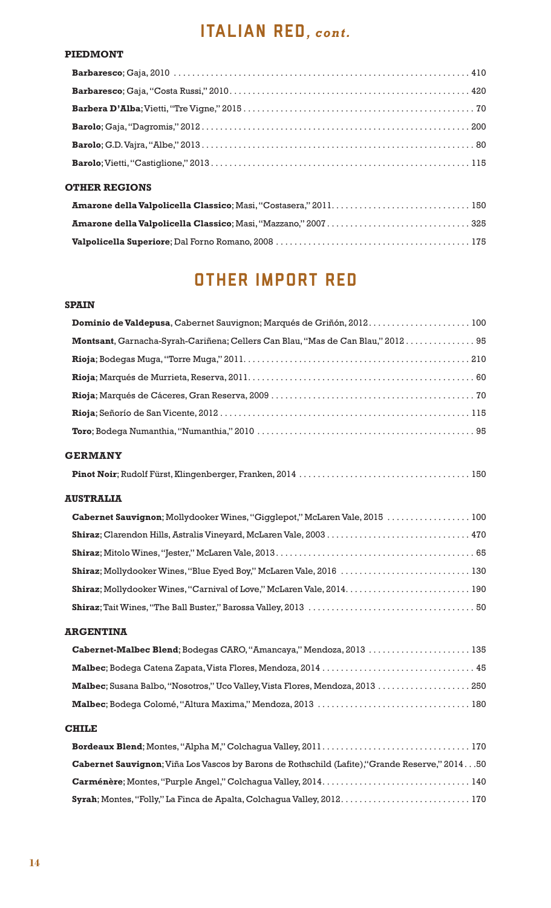# ITALIAN RED, *cont.*

### PIEDMONT

**Barbaresco**; Gaja, 2010 .......... 410

**Barbaresco**; Gaja, "Costa Russi," 2010.......... 420

**Barbera D'Alba**; Vietti, "Tre Vigne," 2015 .......... 70

**Barolo**; Gaja, "Dagromis," 2012 .......... 200

**Barolo**; G.D. Vajra, "Albe," 2013 .......... 80

**Barolo**; Vietti, "Castiglione," 2013 .......... 115

### OTHER REGIONS

**Amarone della Valpolicella Classico**; Masi, "Costasera," 2011.......... 150

**Amarone della Valpolicella Classico**; Masi, "Mazzano," 2007 .......... 325

**Valpolicella Superiore**; Dal Forno Romano, 2008 .......... 175

# OTHER IMPORT RED

### SPAIN

**Dominio de Valdepusa**, Cabernet Sauvignon; Marqués de Griñón, 2012.......... 100

**Montsant**, Garnacha-Syrah-Cariñena; Cellers Can Blau, "Mas de Can Blau," 2012 .......... 95

**Rioja**; Bodegas Muga, "Torre Muga," 2011.......... 210

**Rioja**; Marqués de Murrieta, Reserva, 2011.......... 60

**Rioja**; Marqués de Cáceres, Gran Reserva, 2009 .......... 70

**Rioja**; Señorío de San Vicente, 2012 .......... 115

**Toro**; Bodega Numanthia, "Numanthia," 2010 .......... 95

### GERMANY

**Pinot Noir**; Rudolf Fürst, Klingenberger, Franken, 2014 .......... 150

### AUSTRALIA

**Cabernet Sauvignon**; Mollydooker Wines, "Gigglepot," McLaren Vale, 2015 .......... 100

**Shiraz**; Clarendon Hills, Astralis Vineyard, McLaren Vale, 2003 .......... 470

**Shiraz**; Mitolo Wines, "Jester," McLaren Vale, 2013.......... 65

**Shiraz**; Mollydooker Wines, "Blue Eyed Boy," McLaren Vale, 2016 .......... 130

**Shiraz**; Mollydooker Wines, "Carnival of Love," McLaren Vale, 2014.......... 190

**Shiraz**; Tait Wines, "The Ball Buster," Barossa Valley, 2013 .......... 50

### ARGENTINA

**Cabernet-Malbec Blend**; Bodegas CARO, "Amancaya," Mendoza, 2013 .......... 135

**Malbec**; Bodega Catena Zapata, Vista Flores, Mendoza, 2014 .......... 45

**Malbec**; Susana Balbo, "Nosotros," Uco Valley, Vista Flores, Mendoza, 2013 .......... 250

**Malbec**; Bodega Colomé, "Altura Maxima," Mendoza, 2013 .......... 180

### CHILE

**Bordeaux Blend**; Montes, "Alpha M," Colchagua Valley, 2011.......... 170

**Cabernet Sauvignon**; Viña Los Vascos by Barons de Rothschild (Lafite), "Grande Reserve," 2014 . . .50

**Carménère**; Montes, "Purple Angel," Colchagua Valley, 2014.......... 140

**Syrah**; Montes, "Folly," La Finca de Apalta, Colchagua Valley, 2012.......... 170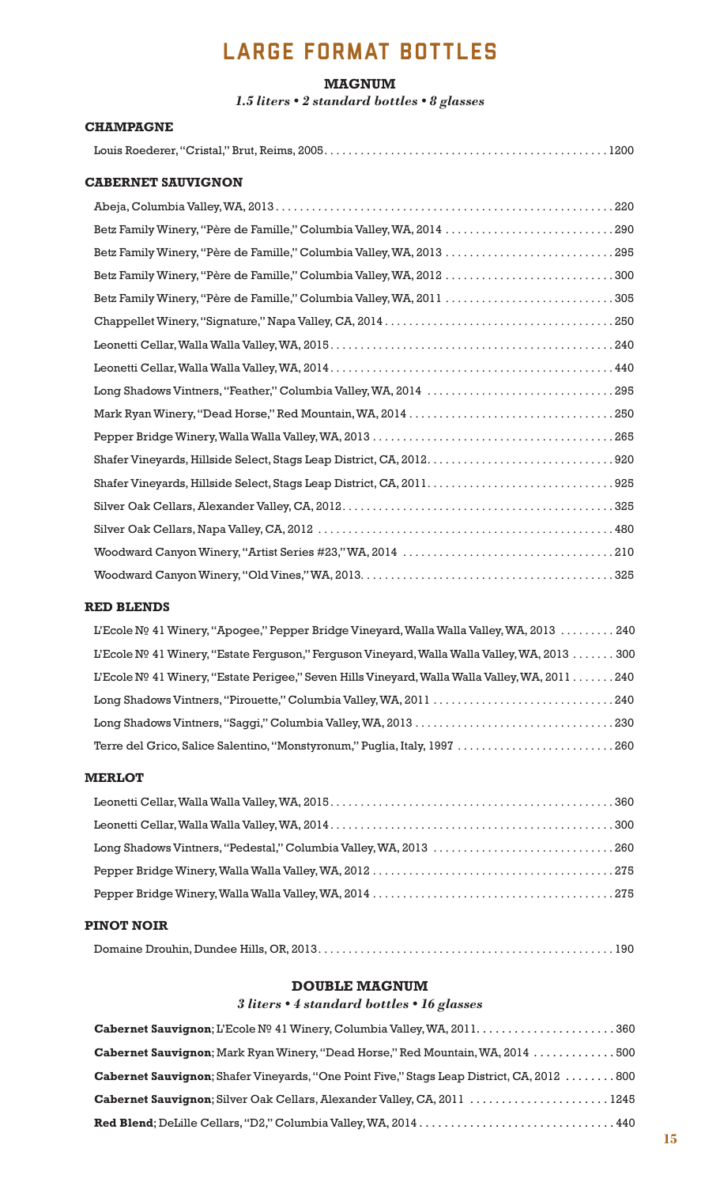# LARGE FORMAT BOTTLES

## MAGNUM

*1.5 liters • 2 standard bottles • 8 glasses*

### CHAMPAGNE

Louis Roederer, "Cristal," Brut, Reims, 2005 ... 1200

### CABERNET SAUVIGNON

Abeja, Columbia Valley, WA, 2013 ... 220

Betz Family Winery, "Père de Famille," Columbia Valley, WA, 2014 ... 290

Betz Family Winery, "Père de Famille," Columbia Valley, WA, 2013 ... 295

Betz Family Winery, "Père de Famille," Columbia Valley, WA, 2012 ... 300

Betz Family Winery, "Père de Famille," Columbia Valley, WA, 2011 ... 305

Chappellet Winery, "Signature," Napa Valley, CA, 2014 ... 250

Leonetti Cellar, Walla Walla Valley, WA, 2015 ... 240

Leonetti Cellar, Walla Walla Valley, WA, 2014 ... 440

Long Shadows Vintners, "Feather," Columbia Valley, WA, 2014 ... 295

Mark Ryan Winery, "Dead Horse," Red Mountain, WA, 2014 ... 250

Pepper Bridge Winery, Walla Walla Valley, WA, 2013 ... 265

Shafer Vineyards, Hillside Select, Stags Leap District, CA, 2012 ... 920

Shafer Vineyards, Hillside Select, Stags Leap District, CA, 2011 ... 925

Silver Oak Cellars, Alexander Valley, CA, 2012 ... 325

Silver Oak Cellars, Napa Valley, CA, 2012 ... 480

Woodward Canyon Winery, "Artist Series #23," WA, 2014 ... 210

Woodward Canyon Winery, "Old Vines," WA, 2013 ... 325

### RED BLENDS

L'Ecole № 41 Winery, "Apogee," Pepper Bridge Vineyard, Walla Walla Valley, WA, 2013 ... 240

L'Ecole № 41 Winery, "Estate Ferguson," Ferguson Vineyard, Walla Walla Valley, WA, 2013 ... 300

L'Ecole № 41 Winery, "Estate Perigee," Seven Hills Vineyard, Walla Walla Valley, WA, 2011 ... 240

Long Shadows Vintners, "Pirouette," Columbia Valley, WA, 2011 ... 240

Long Shadows Vintners, "Saggi," Columbia Valley, WA, 2013 ... 230

Terre del Grico, Salice Salentino, "Monstyronum," Puglia, Italy, 1997 ... 260

### MERLOT

Leonetti Cellar, Walla Walla Valley, WA, 2015 ... 360

Leonetti Cellar, Walla Walla Valley, WA, 2014 ... 300

Long Shadows Vintners, "Pedestal," Columbia Valley, WA, 2013 ... 260

Pepper Bridge Winery, Walla Walla Valley, WA, 2012 ... 275

Pepper Bridge Winery, Walla Walla Valley, WA, 2014 ... 275

### PINOT NOIR

Domaine Drouhin, Dundee Hills, OR, 2013 ... 190

## DOUBLE MAGNUM

*3 liters • 4 standard bottles • 16 glasses*

**Cabernet Sauvignon**; L'Ecole № 41 Winery, Columbia Valley, WA, 2011 ... 360

**Cabernet Sauvignon**; Mark Ryan Winery, "Dead Horse," Red Mountain, WA, 2014 ... 500

**Cabernet Sauvignon**; Shafer Vineyards, "One Point Five," Stags Leap District, CA, 2012 ... 800

**Cabernet Sauvignon**; Silver Oak Cellars, Alexander Valley, CA, 2011 ... 1245

**Red Blend**; DeLille Cellars, "D2," Columbia Valley, WA, 2014 ... 440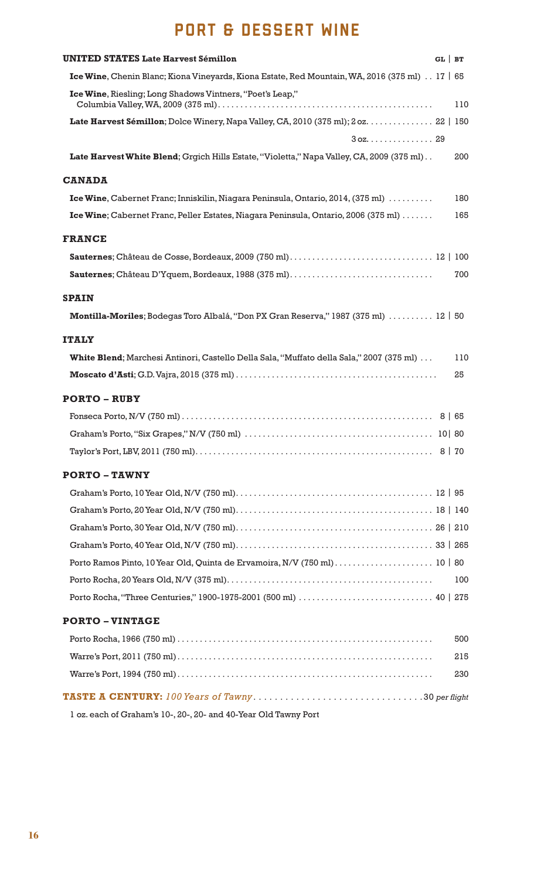# PORT & DESSERT WINE

## UNITED STATES Late Harvest Sémillon

| | GL | BT |
|---|---|---|
| **Ice Wine**, Chenin Blanc; Kiona Vineyards, Kiona Estate, Red Mountain, WA, 2016 (375 ml) | 17 | 65 |
| **Ice Wine**, Riesling; Long Shadows Vintners, "Poet's Leap," Columbia Valley, WA, 2009 (375 ml) | | 110 |
| **Late Harvest Sémillon**; Dolce Winery, Napa Valley, CA, 2010 (375 ml); 2 oz. | 22 | 150 |
| 3 oz. | 29 | |
| **Late Harvest White Blend**; Grgich Hills Estate, "Violetta," Napa Valley, CA, 2009 (375 ml) | | 200 |

## CANADA

| | GL | BT |
|---|---|---|
| **Ice Wine**, Cabernet Franc; Inniskilin, Niagara Peninsula, Ontario, 2014, (375 ml) | | 180 |
| **Ice Wine**; Cabernet Franc, Peller Estates, Niagara Peninsula, Ontario, 2006 (375 ml) | | 165 |

## FRANCE

| | GL | BT |
|---|---|---|
| **Sauternes**; Château de Cosse, Bordeaux, 2009 (750 ml) | 12 | 100 |
| **Sauternes**; Château D'Yquem, Bordeaux, 1988 (375 ml) | | 700 |

## SPAIN

| | GL | BT |
|---|---|---|
| **Montilla-Moriles**; Bodegas Toro Albalá, "Don PX Gran Reserva," 1987 (375 ml) | 12 | 50 |

## ITALY

| | GL | BT |
|---|---|---|
| **White Blend**; Marchesi Antinori, Castello Della Sala, "Muffato della Sala," 2007 (375 ml) | | 110 |
| **Moscato d'Asti**; G.D. Vajra, 2015 (375 ml) | | 25 |

## PORTO – RUBY

| | GL | BT |
|---|---|---|
| Fonseca Porto, N/V (750 ml) | 8 | 65 |
| Graham's Porto, "Six Grapes," N/V (750 ml) | 10 | 80 |
| Taylor's Port, LBV, 2011 (750 ml) | 8 | 70 |

## PORTO – TAWNY

| | GL | BT |
|---|---|---|
| Graham's Porto, 10 Year Old, N/V (750 ml) | 12 | 95 |
| Graham's Porto, 20 Year Old, N/V (750 ml) | 18 | 140 |
| Graham's Porto, 30 Year Old, N/V (750 ml) | 26 | 210 |
| Graham's Porto, 40 Year Old, N/V (750 ml) | 33 | 265 |
| Porto Ramos Pinto, 10 Year Old, Quinta de Ervamoira, N/V (750 ml) | 10 | 80 |
| Porto Rocha, 20 Years Old, N/V (375 ml) | | 100 |
| Porto Rocha, "Three Centuries," 1900-1975-2001 (500 ml) | 40 | 275 |

## PORTO – VINTAGE

| | GL | BT |
|---|---|---|
| Porto Rocha, 1966 (750 ml) | | 500 |
| Warre's Port, 2011 (750 ml) | | 215 |
| Warre's Port, 1994 (750 ml) | | 230 |

**TASTE A CENTURY:** *100 Years of Tawny* ................ 30 *per flight*

1 oz. each of Graham's 10-, 20-, 20- and 40-Year Old Tawny Port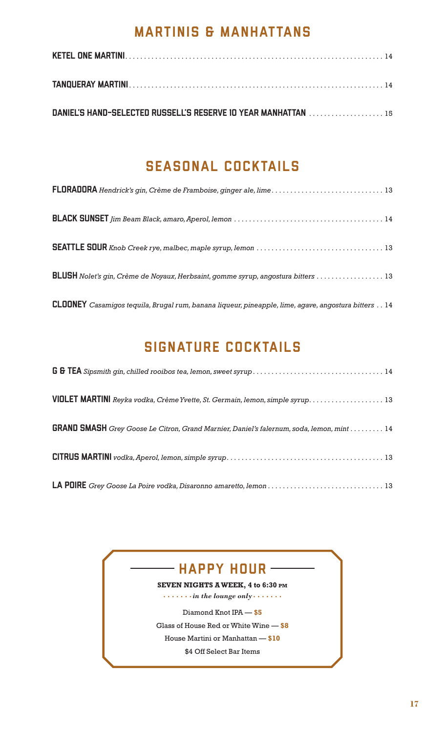## MARTINIS & MANHATTANS

**KETEL ONE MARTINI** .......... 14

**TANQUERAY MARTINI** .......... 14

**DANIEL'S HAND-SELECTED RUSSELL'S RESERVE 10 YEAR MANHATTAN** .......... 15

## SEASONAL COCKTAILS

**FLORADORA** *Hendrick's gin, Crème de Framboise, ginger ale, lime* .......... 13

**BLACK SUNSET** *Jim Beam Black, amaro, Aperol, lemon* .......... 14

**SEATTLE SOUR** *Knob Creek rye, malbec, maple syrup, lemon* .......... 13

**BLUSH** *Nolet's gin, Crème de Noyaux, Herbsaint, gomme syrup, angostura bitters* .......... 13

**CLOONEY** *Casamigos tequila, Brugal rum, banana liqueur, pineapple, lime, agave, angostura bitters* .. 14

## SIGNATURE COCKTAILS

**G & TEA** *Sipsmith gin, chilled rooibos tea, lemon, sweet syrup* .......... 14

**VIOLET MARTINI** *Reyka vodka, Crème Yvette, St. Germain, lemon, simple syrup* .......... 13

**GRAND SMASH** *Grey Goose Le Citron, Grand Marnier, Daniel's falernum, soda, lemon, mint* .......... 14

**CITRUS MARTINI** *vodka, Aperol, lemon, simple syrup* .......... 13

**LA POIRE** *Grey Goose La Poire vodka, Disaronno amaretto, lemon* .......... 13

## HAPPY HOUR

**SEVEN NIGHTS A WEEK, 4 to 6:30 PM**

*in the lounge only*

Diamond Knot IPA — **$5**

Glass of House Red or White Wine — **$8**

House Martini or Manhattan — **$10**

$4 Off Select Bar Items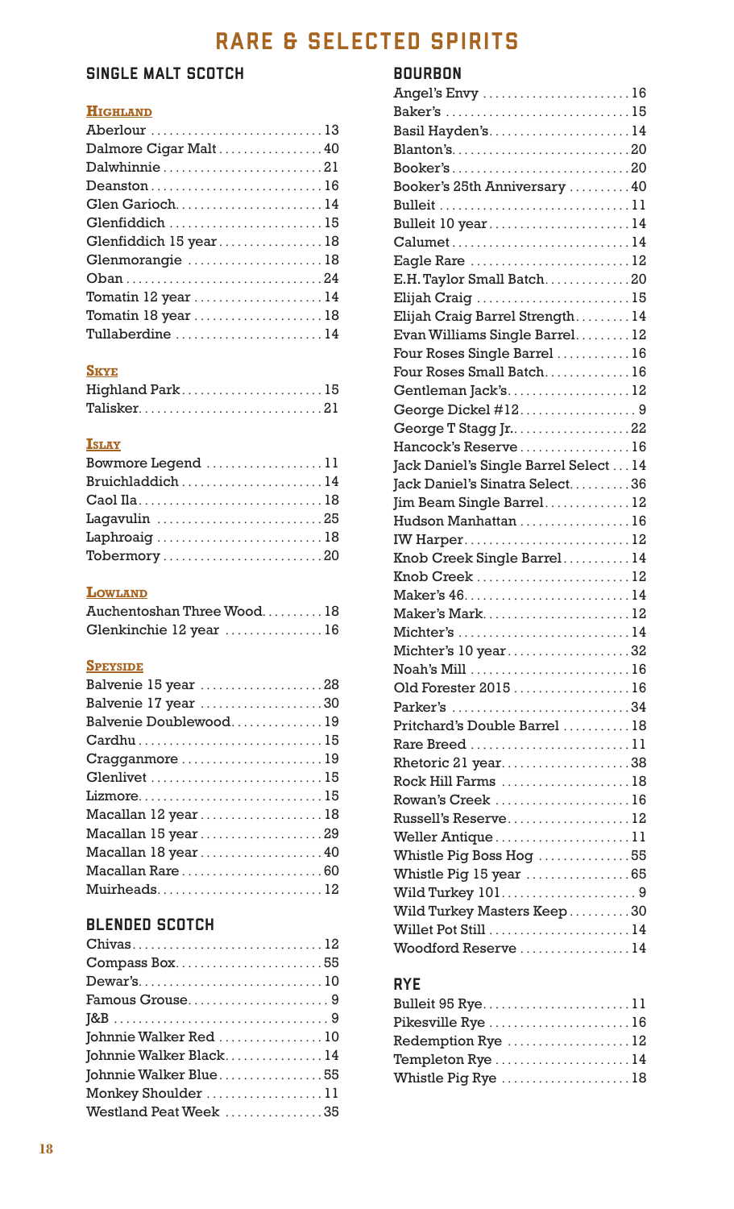# RARE & SELECTED SPIRITS

## SINGLE MALT SCOTCH

### Highland

- Aberlour ............ 13
- Dalmore Cigar Malt ............ 40
- Dalwhinnie ............ 21
- Deanston ............ 16
- Glen Garioch ............ 14
- Glenfiddich ............ 15
- Glenfiddich 15 year ............ 18
- Glenmorangie ............ 18
- Oban ............ 24
- Tomatin 12 year ............ 14
- Tomatin 18 year ............ 18
- Tullaberdine ............ 14

### Skye

- Highland Park ............ 15
- Talisker ............ 21

### Islay

- Bowmore Legend ............ 11
- Bruichladdich ............ 14
- Caol Ila ............ 18
- Lagavulin ............ 25
- Laphroaig ............ 18
- Tobermory ............ 20

### Lowland

- Auchentoshan Three Wood ............ 18
- Glenkinchie 12 year ............ 16

### Speyside

- Balvenie 15 year ............ 28
- Balvenie 17 year ............ 30
- Balvenie Doublewood ............ 19
- Cardhu ............ 15
- Cragganmore ............ 19
- Glenlivet ............ 15
- Lizmore ............ 15
- Macallan 12 year ............ 18
- Macallan 15 year ............ 29
- Macallan 18 year ............ 40
- Macallan Rare ............ 60
- Muirheads ............ 12

## BLENDED SCOTCH

- Chivas ............ 12
- Compass Box ............ 55
- Dewar's ............ 10
- Famous Grouse ............ 9
- J&B ............ 9
- Johnnie Walker Red ............ 10
- Johnnie Walker Black ............ 14
- Johnnie Walker Blue ............ 55
- Monkey Shoulder ............ 11
- Westland Peat Week ............ 35

## BOURBON

- Angel's Envy ............ 16
- Baker's ............ 15
- Basil Hayden's ............ 14
- Blanton's ............ 20
- Booker's ............ 20
- Booker's 25th Anniversary ............ 40
- Bulleit ............ 11
- Bulleit 10 year ............ 14
- Calumet ............ 14
- Eagle Rare ............ 12
- E.H. Taylor Small Batch ............ 20
- Elijah Craig ............ 15
- Elijah Craig Barrel Strength ............ 14
- Evan Williams Single Barrel ............ 12
- Four Roses Single Barrel ............ 16
- Four Roses Small Batch ............ 16
- Gentleman Jack's ............ 12
- George Dickel #12 ............ 9
- George T Stagg Jr. ............ 22
- Hancock's Reserve ............ 16
- Jack Daniel's Single Barrel Select ............ 14
- Jack Daniel's Sinatra Select ............ 36
- Jim Beam Single Barrel ............ 12
- Hudson Manhattan ............ 16
- IW Harper ............ 12
- Knob Creek Single Barrel ............ 14
- Knob Creek ............ 12
- Maker's 46 ............ 14
- Maker's Mark ............ 12
- Michter's ............ 14
- Michter's 10 year ............ 32
- Noah's Mill ............ 16
- Old Forester 2015 ............ 16
- Parker's ............ 34
- Pritchard's Double Barrel ............ 18
- Rare Breed ............ 11
- Rhetoric 21 year ............ 38
- Rock Hill Farms ............ 18
- Rowan's Creek ............ 16
- Russell's Reserve ............ 12
- Weller Antique ............ 11
- Whistle Pig Boss Hog ............ 55
- Whistle Pig 15 year ............ 65
- Wild Turkey 101 ............ 9
- Wild Turkey Masters Keep ............ 30
- Willet Pot Still ............ 14
- Woodford Reserve ............ 14

## RYE

- Bulleit 95 Rye ............ 11
- Pikesville Rye ............ 16
- Redemption Rye ............ 12
- Templeton Rye ............ 14
- Whistle Pig Rye ............ 18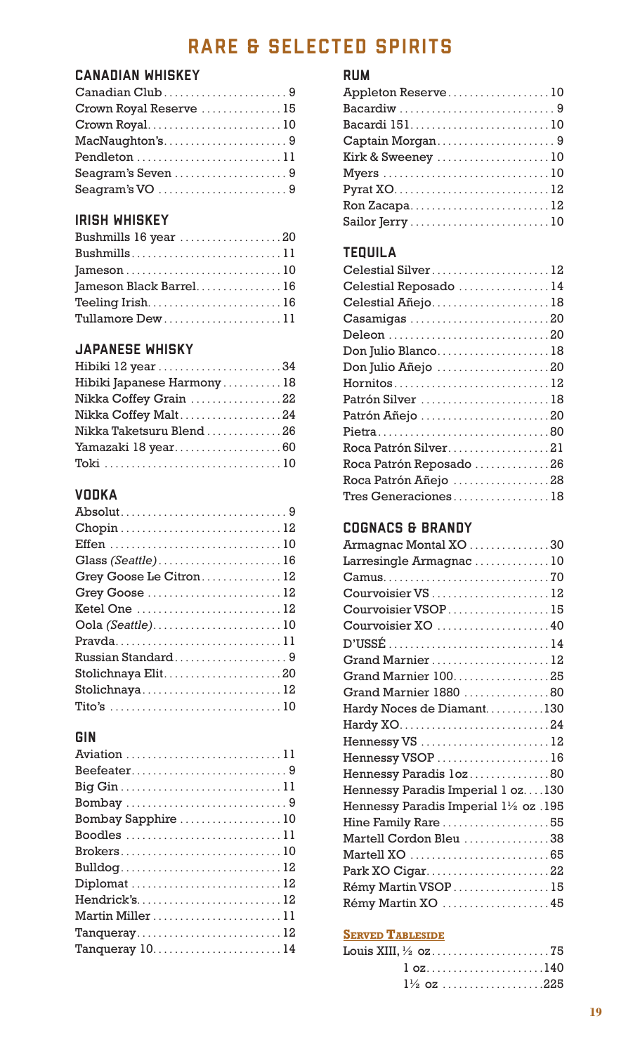# RARE & SELECTED SPIRITS

## CANADIAN WHISKEY

Canadian Club . . . . . . . . . . 9
Crown Royal Reserve . . . . . . . . . . 15
Crown Royal . . . . . . . . . . 10
MacNaughton's . . . . . . . . . . 9
Pendleton . . . . . . . . . . 11
Seagram's Seven . . . . . . . . . . 9
Seagram's VO . . . . . . . . . . 9

## IRISH WHISKEY

Bushmills 16 year . . . . . . . . . . 20
Bushmills . . . . . . . . . . 11
Jameson . . . . . . . . . . 10
Jameson Black Barrel . . . . . . . . . . 16
Teeling Irish . . . . . . . . . . 16
Tullamore Dew . . . . . . . . . . 11

## JAPANESE WHISKY

Hibiki 12 year . . . . . . . . . . 34
Hibiki Japanese Harmony . . . . . . . . . . 18
Nikka Coffey Grain . . . . . . . . . . 22
Nikka Coffey Malt . . . . . . . . . . 24
Nikka Taketsuru Blend . . . . . . . . . . 26
Yamazaki 18 year . . . . . . . . . . 60
Toki . . . . . . . . . . 10

## VODKA

Absolut . . . . . . . . . . 9
Chopin . . . . . . . . . . 12
Effen . . . . . . . . . . 10
Glass *(Seattle)* . . . . . . . . . . 16
Grey Goose Le Citron . . . . . . . . . . 12
Grey Goose . . . . . . . . . . 12
Ketel One . . . . . . . . . . 12
Oola *(Seattle)* . . . . . . . . . . 10
Pravda . . . . . . . . . . 11
Russian Standard . . . . . . . . . . 9
Stolichnaya Elit . . . . . . . . . . 20
Stolichnaya . . . . . . . . . . 12
Tito's . . . . . . . . . . 10

## GIN

Aviation . . . . . . . . . . 11
Beefeater . . . . . . . . . . 9
Big Gin . . . . . . . . . . 11
Bombay . . . . . . . . . . 9
Bombay Sapphire . . . . . . . . . . 10
Boodles . . . . . . . . . . 11
Brokers . . . . . . . . . . 10
Bulldog . . . . . . . . . . 12
Diplomat . . . . . . . . . . 12
Hendrick's . . . . . . . . . . 12
Martin Miller . . . . . . . . . . 11
Tanqueray . . . . . . . . . . 12
Tanqueray 10 . . . . . . . . . . 14

## RUM

Appleton Reserve . . . . . . . . . . 10
Bacardiw . . . . . . . . . . 9
Bacardi 151 . . . . . . . . . . 10
Captain Morgan . . . . . . . . . . 9
Kirk & Sweeney . . . . . . . . . . 10
Myers . . . . . . . . . . 10
Pyrat XO . . . . . . . . . . 12
Ron Zacapa . . . . . . . . . . 12
Sailor Jerry . . . . . . . . . . 10

## TEQUILA

Celestial Silver . . . . . . . . . . 12
Celestial Reposado . . . . . . . . . . 14
Celestial Añejo . . . . . . . . . . 18
Casamigas . . . . . . . . . . 20
Deleon . . . . . . . . . . 20
Don Julio Blanco . . . . . . . . . . 18
Don Julio Añejo . . . . . . . . . . 20
Hornitos . . . . . . . . . . 12
Patrón Silver . . . . . . . . . . 18
Patrón Añejo . . . . . . . . . . 20
Pietra . . . . . . . . . . 80
Roca Patrón Silver . . . . . . . . . . 21
Roca Patrón Reposado . . . . . . . . . . 26
Roca Patrón Añejo . . . . . . . . . . 28
Tres Generaciones . . . . . . . . . . 18

## COGNACS & BRANDY

Armagnac Montal XO . . . . . . . . . . 30
Larresingle Armagnac . . . . . . . . . . 10
Camus . . . . . . . . . . 70
Courvoisier VS . . . . . . . . . . 12
Courvoisier VSOP . . . . . . . . . . 15
Courvoisier XO . . . . . . . . . . 40
D'USSÉ . . . . . . . . . . 14
Grand Marnier . . . . . . . . . . 12
Grand Marnier 100 . . . . . . . . . . 25
Grand Marnier 1880 . . . . . . . . . . 80
Hardy Noces de Diamant . . . . . . . . . . 130
Hardy XO . . . . . . . . . . 24
Hennessy VS . . . . . . . . . . 12
Hennessy VSOP . . . . . . . . . . 16
Hennessy Paradis 1oz . . . . . . . . . . 80
Hennessy Paradis Imperial 1 oz . . . . 130
Hennessy Paradis Imperial 1½ oz . 195
Hine Family Rare . . . . . . . . . . 55
Martell Cordon Bleu . . . . . . . . . . 38
Martell XO . . . . . . . . . . 65
Park XO Cigar . . . . . . . . . . 22
Rémy Martin VSOP . . . . . . . . . . 15
Rémy Martin XO . . . . . . . . . . 45

### SERVED TABLESIDE

Louis XIII, ½ oz . . . . . . . . . . 75
1 oz . . . . . . . . . . 140
1½ oz . . . . . . . . . . 225